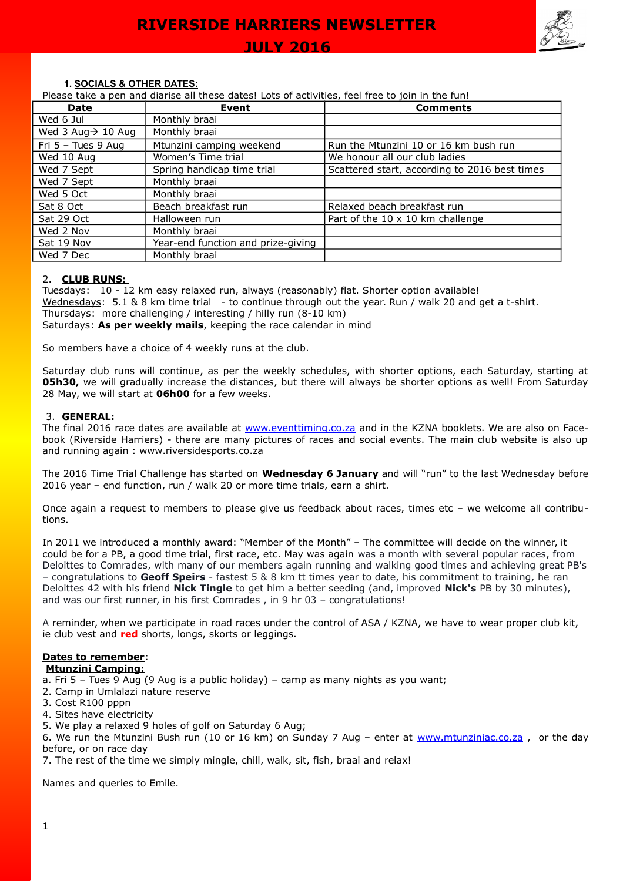# RIVERSIDE HARRIERS NEWSLETTER

## JULY 2016

### 1. SOCIALS & OTHER DATES:

Please take a pen and diarise all these dates! Lots of activities, feel free to join in the fun!

| Date | Event | Comments |
|---|---|---|
| Wed 6 Jul | Monthly braai | |
| Wed 3 Aug→ 10 Aug | Monthly braai | |
| Fri 5 – Tues 9 Aug | Mtunzini camping weekend | Run the Mtunzini 10 or 16 km bush run |
| Wed 10 Aug | Women's Time trial | We honour all our club ladies |
| Wed 7 Sept | Spring handicap time trial | Scattered start, according to 2016 best times |
| Wed 7 Sept | Monthly braai | |
| Wed 5 Oct | Monthly braai | |
| Sat 8 Oct | Beach breakfast run | Relaxed beach breakfast run |
| Sat 29 Oct | Halloween run | Part of the 10 x 10 km challenge |
| Wed 2 Nov | Monthly braai | |
| Sat 19 Nov | Year-end function and prize-giving | |
| Wed 7 Dec | Monthly braai | |

### 2. CLUB RUNS:

Tuesdays: 10 - 12 km easy relaxed run, always (reasonably) flat. Shorter option available!
Wednesdays: 5.1 & 8 km time trial - to continue through out the year. Run / walk 20 and get a t-shirt.
Thursdays: more challenging / interesting / hilly run (8-10 km)
Saturdays: **As per weekly mails**, keeping the race calendar in mind

So members have a choice of 4 weekly runs at the club.

Saturday club runs will continue, as per the weekly schedules, with shorter options, each Saturday, starting at **05h30,** we will gradually increase the distances, but there will always be shorter options as well! From Saturday 28 May, we will start at **06h00** for a few weeks.

### 3. GENERAL:

The final 2016 race dates are available at www.eventtiming.co.za and in the KZNA booklets. We are also on Face-book (Riverside Harriers) - there are many pictures of races and social events. The main club website is also up and running again : www.riversidesports.co.za

The 2016 Time Trial Challenge has started on **Wednesday 6 January** and will "run" to the last Wednesday before 2016 year – end function, run / walk 20 or more time trials, earn a shirt.

Once again a request to members to please give us feedback about races, times etc – we welcome all contribu-tions.

In 2011 we introduced a monthly award: "Member of the Month" – The committee will decide on the winner, it could be for a PB, a good time trial, first race, etc. May was again was a month with several popular races, from Deloittes to Comrades, with many of our members again running and walking good times and achieving great PB's – congratulations to **Geoff Speirs** - fastest 5 & 8 km tt times year to date, his commitment to training, he ran Deloittes 42 with his friend **Nick Tingle** to get him a better seeding (and, improved **Nick's** PB by 30 minutes), and was our first runner, in his first Comrades , in 9 hr 03 – congratulations!

A reminder, when we participate in road races under the control of ASA / KZNA, we have to wear proper club kit, ie club vest and **red** shorts, longs, skorts or leggings.

**Dates to remember**:

**Mtunzini Camping:**

a. Fri 5 – Tues 9 Aug (9 Aug is a public holiday) – camp as many nights as you want;
2. Camp in Umlalazi nature reserve
3. Cost R100 pppn
4. Sites have electricity
5. We play a relaxed 9 holes of golf on Saturday 6 Aug;
6. We run the Mtunzini Bush run (10 or 16 km) on Sunday 7 Aug – enter at www.mtunziniac.co.za , or the day before, or on race day
7. The rest of the time we simply mingle, chill, walk, sit, fish, braai and relax!

Names and queries to Emile.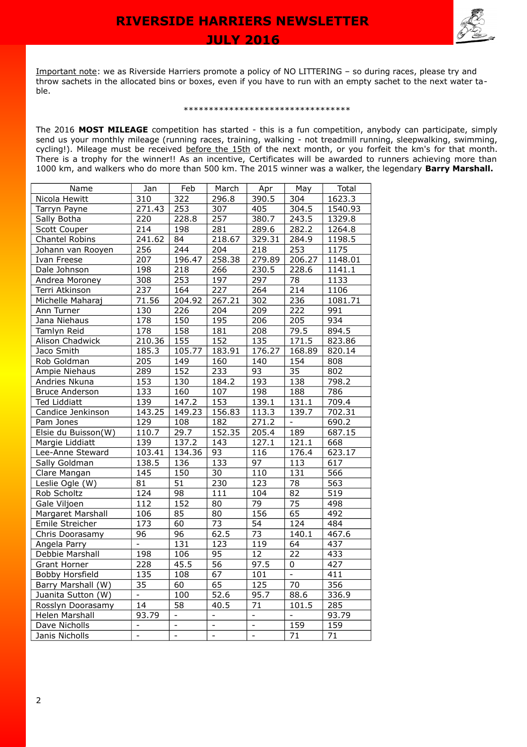Important note: we as Riverside Harriers promote a policy of NO LITTERING – so during races, please try and throw sachets in the allocated bins or boxes, even if you have to run with an empty sachet to the next water table.

*********************************

The 2016 **MOST MILEAGE** competition has started - this is a fun competition, anybody can participate, simply send us your monthly mileage (running races, training, walking - not treadmill running, sleepwalking, swimming, cycling!). Mileage must be received before the 15th of the next month, or you forfeit the km's for that month. There is a trophy for the winner!! As an incentive, Certificates will be awarded to runners achieving more than 1000 km, and walkers who do more than 500 km. The 2015 winner was a walker, the legendary **Barry Marshall.**

| Name | Jan | Feb | March | Apr | May | Total |
|---|---|---|---|---|---|---|
| Nicola Hewitt | 310 | 322 | 296.8 | 390.5 | 304 | 1623.3 |
| Tarryn Payne | 271.43 | 253 | 307 | 405 | 304.5 | 1540.93 |
| Sally Botha | 220 | 228.8 | 257 | 380.7 | 243.5 | 1329.8 |
| Scott Couper | 214 | 198 | 281 | 289.6 | 282.2 | 1264.8 |
| Chantel Robins | 241.62 | 84 | 218.67 | 329.31 | 284.9 | 1198.5 |
| Johann van Rooyen | 256 | 244 | 204 | 218 | 253 | 1175 |
| Ivan Freese | 207 | 196.47 | 258.38 | 279.89 | 206.27 | 1148.01 |
| Dale Johnson | 198 | 218 | 266 | 230.5 | 228.6 | 1141.1 |
| Andrea Moroney | 308 | 253 | 197 | 297 | 78 | 1133 |
| Terri Atkinson | 237 | 164 | 227 | 264 | 214 | 1106 |
| Michelle Maharaj | 71.56 | 204.92 | 267.21 | 302 | 236 | 1081.71 |
| Ann Turner | 130 | 226 | 204 | 209 | 222 | 991 |
| Jana Niehaus | 178 | 150 | 195 | 206 | 205 | 934 |
| Tamlyn Reid | 178 | 158 | 181 | 208 | 79.5 | 894.5 |
| Alison Chadwick | 210.36 | 155 | 152 | 135 | 171.5 | 823.86 |
| Jaco Smith | 185.3 | 105.77 | 183.91 | 176.27 | 168.89 | 820.14 |
| Rob Goldman | 205 | 149 | 160 | 140 | 154 | 808 |
| Ampie Niehaus | 289 | 152 | 233 | 93 | 35 | 802 |
| Andries Nkuna | 153 | 130 | 184.2 | 193 | 138 | 798.2 |
| Bruce Anderson | 133 | 160 | 107 | 198 | 188 | 786 |
| Ted Liddiatt | 139 | 147.2 | 153 | 139.1 | 131.1 | 709.4 |
| Candice Jenkinson | 143.25 | 149.23 | 156.83 | 113.3 | 139.7 | 702.31 |
| Pam Jones | 129 | 108 | 182 | 271.2 | - | 690.2 |
| Elsie du Buisson(W) | 110.7 | 29.7 | 152.35 | 205.4 | 189 | 687.15 |
| Margie Liddiatt | 139 | 137.2 | 143 | 127.1 | 121.1 | 668 |
| Lee-Anne Steward | 103.41 | 134.36 | 93 | 116 | 176.4 | 623.17 |
| Sally Goldman | 138.5 | 136 | 133 | 97 | 113 | 617 |
| Clare Mangan | 145 | 150 | 30 | 110 | 131 | 566 |
| Leslie Ogle (W) | 81 | 51 | 230 | 123 | 78 | 563 |
| Rob Scholtz | 124 | 98 | 111 | 104 | 82 | 519 |
| Gale Viljoen | 112 | 152 | 80 | 79 | 75 | 498 |
| Margaret Marshall | 106 | 85 | 80 | 156 | 65 | 492 |
| Emile Streicher | 173 | 60 | 73 | 54 | 124 | 484 |
| Chris Doorasamy | 96 | 96 | 62.5 | 73 | 140.1 | 467.6 |
| Angela Parry | - | 131 | 123 | 119 | 64 | 437 |
| Debbie Marshall | 198 | 106 | 95 | 12 | 22 | 433 |
| Grant Horner | 228 | 45.5 | 56 | 97.5 | 0 | 427 |
| Bobby Horsfield | 135 | 108 | 67 | 101 | - | 411 |
| Barry Marshall (W) | 35 | 60 | 65 | 125 | 70 | 356 |
| Juanita Sutton (W) | - | 100 | 52.6 | 95.7 | 88.6 | 336.9 |
| Rosslyn Doorasamy | 14 | 58 | 40.5 | 71 | 101.5 | 285 |
| Helen Marshall | 93.79 | - | - | - | - | 93.79 |
| Dave Nicholls | - | - | - | - | 159 | 159 |
| Janis Nicholls | - | - | - | - | 71 | 71 |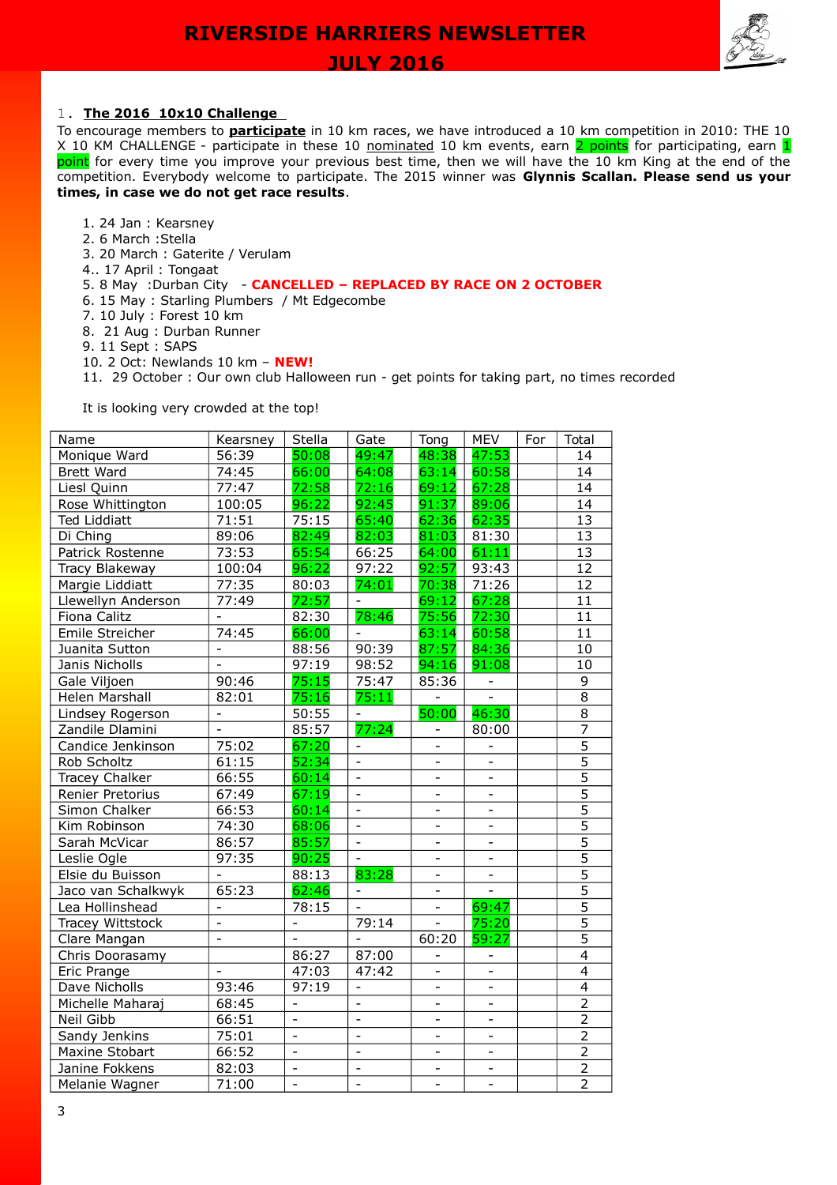## 1. The 2016 10x10 Challenge

To encourage members to **participate** in 10 km races, we have introduced a 10 km competition in 2010: THE 10 X 10 KM CHALLENGE - participate in these 10 nominated 10 km events, earn 2 points for participating, earn 1 point for every time you improve your previous best time, then we will have the 10 km King at the end of the competition. Everybody welcome to participate. The 2015 winner was **Glynnis Scallan. Please send us your times, in case we do not get race results**.

1. 24 Jan : Kearsney
2. 6 March :Stella
3. 20 March : Gaterite / Verulam
4. 17 April : Tongaat
5. 8 May :Durban City - **CANCELLED – REPLACED BY RACE ON 2 OCTOBER**
6. 15 May : Starling Plumbers / Mt Edgecombe
7. 10 July : Forest 10 km
8. 21 Aug : Durban Runner
9. 11 Sept : SAPS
10. 2 Oct: Newlands 10 km – **NEW!**
11. 29 October : Our own club Halloween run - get points for taking part, no times recorded

It is looking very crowded at the top!

| Name | Kearsney | Stella | Gate | Tong | MEV | For | Total |
|---|---|---|---|---|---|---|---|
| Monique Ward | 56:39 | 50:08 | 49:47 | 48:38 | 47:53 | | 14 |
| Brett Ward | 74:45 | 66:00 | 64:08 | 63:14 | 60:58 | | 14 |
| Liesl Quinn | 77:47 | 72:58 | 72:16 | 69:12 | 67:28 | | 14 |
| Rose Whittington | 100:05 | 96:22 | 92:45 | 91:37 | 89:06 | | 14 |
| Ted Liddiatt | 71:51 | 75:15 | 65:40 | 62:36 | 62:35 | | 13 |
| Di Ching | 89:06 | 82:49 | 82:03 | 81:03 | 81:30 | | 13 |
| Patrick Rostenne | 73:53 | 65:54 | 66:25 | 64:00 | 61:11 | | 13 |
| Tracy Blakeway | 100:04 | 96:22 | 97:22 | 92:57 | 93:43 | | 12 |
| Margie Liddiatt | 77:35 | 80:03 | 74:01 | 70:38 | 71:26 | | 12 |
| Llewellyn Anderson | 77:49 | 72:57 | - | 69:12 | 67:28 | | 11 |
| Fiona Calitz | - | 82:30 | 78:46 | 75:56 | 72:30 | | 11 |
| Emile Streicher | 74:45 | 66:00 | - | 63:14 | 60:58 | | 11 |
| Juanita Sutton | - | 88:56 | 90:39 | 87:57 | 84:36 | | 10 |
| Janis Nicholls | - | 97:19 | 98:52 | 94:16 | 91:08 | | 10 |
| Gale Viljoen | 90:46 | 75:15 | 75:47 | 85:36 | - | | 9 |
| Helen Marshall | 82:01 | 75:16 | 75:11 | - | - | | 8 |
| Lindsey Rogerson | - | 50:55 | - | 50:00 | 46:30 | | 8 |
| Zandile Dlamini | - | 85:57 | 77:24 | - | 80:00 | | 7 |
| Candice Jenkinson | 75:02 | 67:20 | - | - | - | | 5 |
| Rob Scholtz | 61:15 | 52:34 | - | - | - | | 5 |
| Tracey Chalker | 66:55 | 60:14 | - | - | - | | 5 |
| Renier Pretorius | 67:49 | 67:19 | - | - | - | | 5 |
| Simon Chalker | 66:53 | 60:14 | - | - | - | | 5 |
| Kim Robinson | 74:30 | 68:06 | - | - | - | | 5 |
| Sarah McVicar | 86:57 | 85:57 | - | - | - | | 5 |
| Leslie Ogle | 97:35 | 90:25 | - | - | - | | 5 |
| Elsie du Buisson | - | 88:13 | 83:28 | - | - | | 5 |
| Jaco van Schalkwyk | 65:23 | 62:46 | - | - | - | | 5 |
| Lea Hollinshead | - | 78:15 | - | - | 69:47 | | 5 |
| Tracey Wittstock | - | - | 79:14 | - | 75:20 | | 5 |
| Clare Mangan | - | - | - | 60:20 | 59:27 | | 5 |
| Chris Doorasamy | | 86:27 | 87:00 | - | - | | 4 |
| Eric Prange | - | 47:03 | 47:42 | - | - | | 4 |
| Dave Nicholls | 93:46 | 97:19 | - | - | - | | 4 |
| Michelle Maharaj | 68:45 | - | - | - | - | | 2 |
| Neil Gibb | 66:51 | - | - | - | - | | 2 |
| Sandy Jenkins | 75:01 | - | - | - | - | | 2 |
| Maxine Stobart | 66:52 | - | - | - | - | | 2 |
| Janine Fokkens | 82:03 | - | - | - | - | | 2 |
| Melanie Wagner | 71:00 | - | - | - | - | | 2 |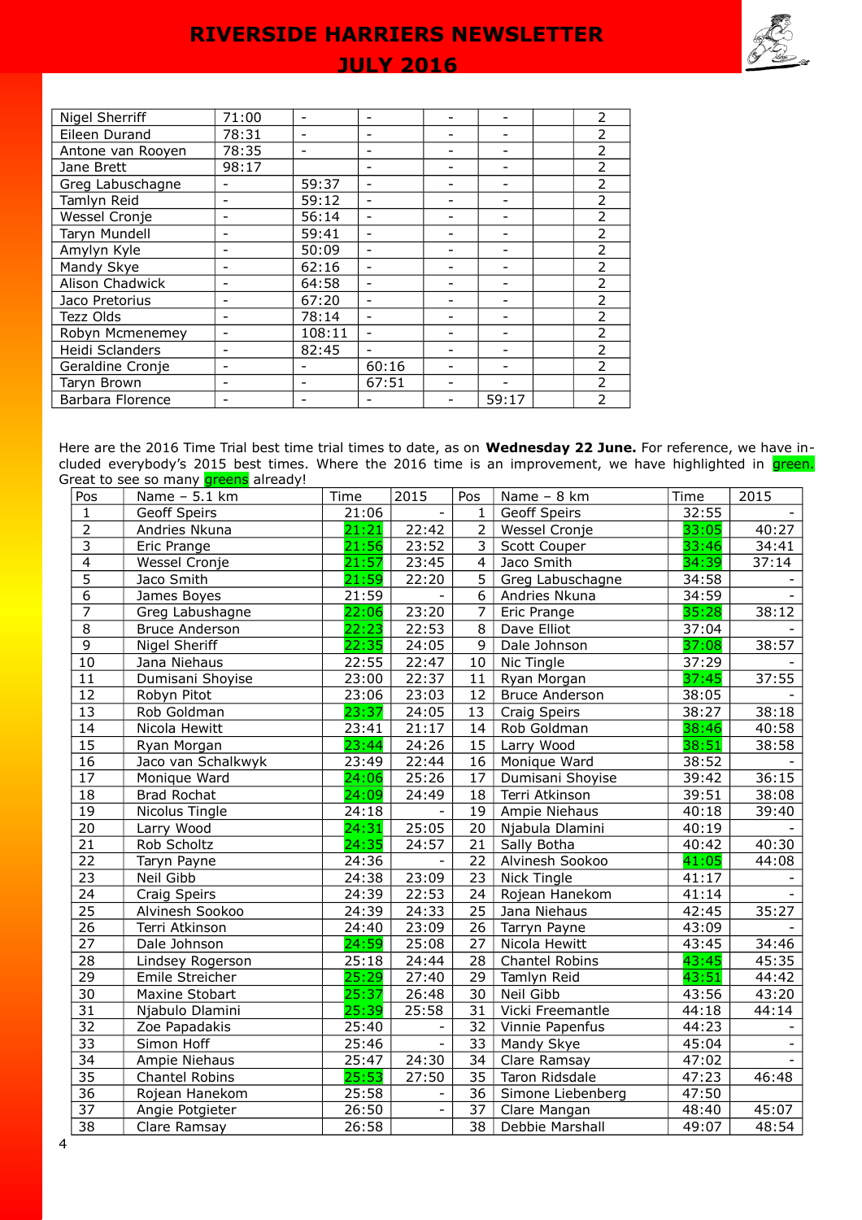| | | | | | | | |
|---|---|---|---|---|---|---|---|
| Nigel Sherriff | 71:00 | - | - | - | - | | 2 |
| Eileen Durand | 78:31 | - | - | - | - | | 2 |
| Antone van Rooyen | 78:35 | - | - | - | - | | 2 |
| Jane Brett | 98:17 | | - | - | - | | 2 |
| Greg Labuschagne | - | 59:37 | - | - | - | | 2 |
| Tamlyn Reid | - | 59:12 | - | - | - | | 2 |
| Wessel Cronje | - | 56:14 | - | - | - | | 2 |
| Taryn Mundell | - | 59:41 | - | - | - | | 2 |
| Amylyn Kyle | - | 50:09 | - | - | - | | 2 |
| Mandy Skye | - | 62:16 | - | - | - | | 2 |
| Alison Chadwick | - | 64:58 | - | - | - | | 2 |
| Jaco Pretorius | - | 67:20 | - | - | - | | 2 |
| Tezz Olds | - | 78:14 | - | - | - | | 2 |
| Robyn Mcmenemey | - | 108:11 | - | - | - | | 2 |
| Heidi Sclanders | - | 82:45 | - | - | - | | 2 |
| Geraldine Cronje | - | - | 60:16 | - | - | | 2 |
| Taryn Brown | - | - | 67:51 | - | - | | 2 |
| Barbara Florence | - | - | - | - | 59:17 | | 2 |

Here are the 2016 Time Trial best time trial times to date, as on **Wednesday 22 June.** For reference, we have included everybody's 2015 best times. Where the 2016 time is an improvement, we have highlighted in green. Great to see so many greens already!

| Pos | Name – 5.1 km | Time | 2015 | Pos | Name – 8 km | Time | 2015 |
|---|---|---|---|---|---|---|---|
| 1 | Geoff Speirs | 21:06 | - | 1 | Geoff Speirs | 32:55 | - |
| 2 | Andries Nkuna | 21:21 | 22:42 | 2 | Wessel Cronje | 33:05 | 40:27 |
| 3 | Eric Prange | 21:56 | 23:52 | 3 | Scott Couper | 33:46 | 34:41 |
| 4 | Wessel Cronje | 21:57 | 23:45 | 4 | Jaco Smith | 34:39 | 37:14 |
| 5 | Jaco Smith | 21:59 | 22:20 | 5 | Greg Labuschagne | 34:58 | - |
| 6 | James Boyes | 21:59 | - | 6 | Andries Nkuna | 34:59 | - |
| 7 | Greg Labushagne | 22:06 | 23:20 | 7 | Eric Prange | 35:28 | 38:12 |
| 8 | Bruce Anderson | 22:23 | 22:53 | 8 | Dave Elliot | 37:04 | - |
| 9 | Nigel Sheriff | 22:35 | 24:05 | 9 | Dale Johnson | 37:08 | 38:57 |
| 10 | Jana Niehaus | 22:55 | 22:47 | 10 | Nic Tingle | 37:29 | - |
| 11 | Dumisani Shoyise | 23:00 | 22:37 | 11 | Ryan Morgan | 37:45 | 37:55 |
| 12 | Robyn Pitot | 23:06 | 23:03 | 12 | Bruce Anderson | 38:05 | - |
| 13 | Rob Goldman | 23:37 | 24:05 | 13 | Craig Speirs | 38:27 | 38:18 |
| 14 | Nicola Hewitt | 23:41 | 21:17 | 14 | Rob Goldman | 38:46 | 40:58 |
| 15 | Ryan Morgan | 23:44 | 24:26 | 15 | Larry Wood | 38:51 | 38:58 |
| 16 | Jaco van Schalkwyk | 23:49 | 22:44 | 16 | Monique Ward | 38:52 | - |
| 17 | Monique Ward | 24:06 | 25:26 | 17 | Dumisani Shoyise | 39:42 | 36:15 |
| 18 | Brad Rochat | 24:09 | 24:49 | 18 | Terri Atkinson | 39:51 | 38:08 |
| 19 | Nicolus Tingle | 24:18 | - | 19 | Ampie Niehaus | 40:18 | 39:40 |
| 20 | Larry Wood | 24:31 | 25:05 | 20 | Njabula Dlamini | 40:19 | - |
| 21 | Rob Scholtz | 24:35 | 24:57 | 21 | Sally Botha | 40:42 | 40:30 |
| 22 | Taryn Payne | 24:36 | - | 22 | Alvinesh Sookoo | 41:05 | 44:08 |
| 23 | Neil Gibb | 24:38 | 23:09 | 23 | Nick Tingle | 41:17 | - |
| 24 | Craig Speirs | 24:39 | 22:53 | 24 | Rojean Hanekom | 41:14 | - |
| 25 | Alvinesh Sookoo | 24:39 | 24:33 | 25 | Jana Niehaus | 42:45 | 35:27 |
| 26 | Terri Atkinson | 24:40 | 23:09 | 26 | Tarryn Payne | 43:09 | - |
| 27 | Dale Johnson | 24:59 | 25:08 | 27 | Nicola Hewitt | 43:45 | 34:46 |
| 28 | Lindsey Rogerson | 25:18 | 24:44 | 28 | Chantel Robins | 43:45 | 45:35 |
| 29 | Emile Streicher | 25:29 | 27:40 | 29 | Tamlyn Reid | 43:51 | 44:42 |
| 30 | Maxine Stobart | 25:37 | 26:48 | 30 | Neil Gibb | 43:56 | 43:20 |
| 31 | Njabulo Dlamini | 25:39 | 25:58 | 31 | Vicki Freemantle | 44:18 | 44:14 |
| 32 | Zoe Papadakis | 25:40 | - | 32 | Vinnie Papenfus | 44:23 | - |
| 33 | Simon Hoff | 25:46 | - | 33 | Mandy Skye | 45:04 | - |
| 34 | Ampie Niehaus | 25:47 | 24:30 | 34 | Clare Ramsay | 47:02 | - |
| 35 | Chantel Robins | 25:53 | 27:50 | 35 | Taron Ridsdale | 47:23 | 46:48 |
| 36 | Rojean Hanekom | 25:58 | - | 36 | Simone Liebenberg | 47:50 | |
| 37 | Angie Potgieter | 26:50 | - | 37 | Clare Mangan | 48:40 | 45:07 |
| 38 | Clare Ramsay | 26:58 | | 38 | Debbie Marshall | 49:07 | 48:54 |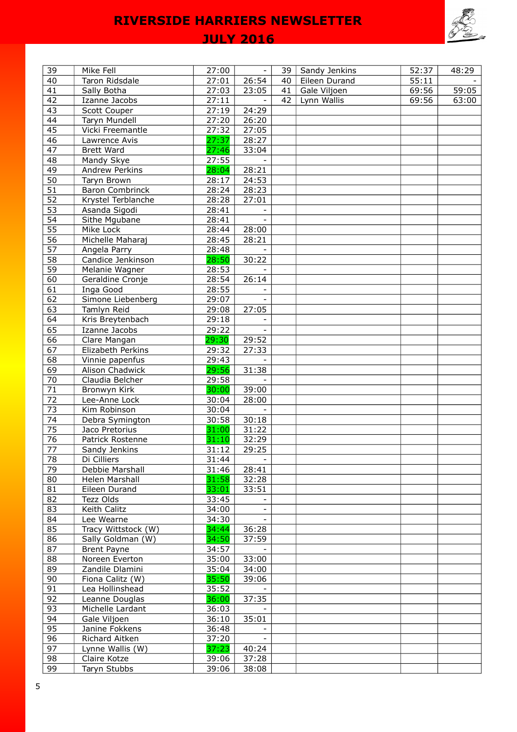| 39 | Mike Fell | 27:00 | - | 39 | Sandy Jenkins | 52:37 | 48:29 |
|---|---|---|---|---|---|---|---|
| 40 | Taron Ridsdale | 27:01 | 26:54 | 40 | Eileen Durand | 55:11 | - |
| 41 | Sally Botha | 27:03 | 23:05 | 41 | Gale Viljoen | 69:56 | 59:05 |
| 42 | Izanne Jacobs | 27:11 | - | 42 | Lynn Wallis | 69:56 | 63:00 |
| 43 | Scott Couper | 27:19 | 24:29 | | | | |
| 44 | Taryn Mundell | 27:20 | 26:20 | | | | |
| 45 | Vicki Freemantle | 27:32 | 27:05 | | | | |
| 46 | Lawrence Avis | 27:37 | 28:27 | | | | |
| 47 | Brett Ward | 27:46 | 33:04 | | | | |
| 48 | Mandy Skye | 27:55 | - | | | | |
| 49 | Andrew Perkins | 28:04 | 28:21 | | | | |
| 50 | Taryn Brown | 28:17 | 24:53 | | | | |
| 51 | Baron Combrinck | 28:24 | 28:23 | | | | |
| 52 | Krystel Terblanche | 28:28 | 27:01 | | | | |
| 53 | Asanda Sigodi | 28:41 | - | | | | |
| 54 | Sithe Mgubane | 28:41 | - | | | | |
| 55 | Mike Lock | 28:44 | 28:00 | | | | |
| 56 | Michelle Maharaj | 28:45 | 28:21 | | | | |
| 57 | Angela Parry | 28:48 | - | | | | |
| 58 | Candice Jenkinson | 28:50 | 30:22 | | | | |
| 59 | Melanie Wagner | 28:53 | - | | | | |
| 60 | Geraldine Cronje | 28:54 | 26:14 | | | | |
| 61 | Inga Good | 28:55 | - | | | | |
| 62 | Simone Liebenberg | 29:07 | - | | | | |
| 63 | Tamlyn Reid | 29:08 | 27:05 | | | | |
| 64 | Kris Breytenbach | 29:18 | - | | | | |
| 65 | Izanne Jacobs | 29:22 | - | | | | |
| 66 | Clare Mangan | 29:30 | 29:52 | | | | |
| 67 | Elizabeth Perkins | 29:32 | 27:33 | | | | |
| 68 | Vinnie papenfus | 29:43 | - | | | | |
| 69 | Alison Chadwick | 29:56 | 31:38 | | | | |
| 70 | Claudia Belcher | 29:58 | - | | | | |
| 71 | Bronwyn Kirk | 30:00 | 39:00 | | | | |
| 72 | Lee-Anne Lock | 30:04 | 28:00 | | | | |
| 73 | Kim Robinson | 30:04 | - | | | | |
| 74 | Debra Symington | 30:58 | 30:18 | | | | |
| 75 | Jaco Pretorius | 31:00 | 31:22 | | | | |
| 76 | Patrick Rostenne | 31:10 | 32:29 | | | | |
| 77 | Sandy Jenkins | 31:12 | 29:25 | | | | |
| 78 | Di Cilliers | 31:44 | - | | | | |
| 79 | Debbie Marshall | 31:46 | 28:41 | | | | |
| 80 | Helen Marshall | 31:58 | 32:28 | | | | |
| 81 | Eileen Durand | 33:01 | 33:51 | | | | |
| 82 | Tezz Olds | 33:45 | - | | | | |
| 83 | Keith Calitz | 34:00 | - | | | | |
| 84 | Lee Wearne | 34:30 | - | | | | |
| 85 | Tracy Wittstock (W) | 34:44 | 36:28 | | | | |
| 86 | Sally Goldman (W) | 34:50 | 37:59 | | | | |
| 87 | Brent Payne | 34:57 | - | | | | |
| 88 | Noreen Everton | 35:00 | 33:00 | | | | |
| 89 | Zandile Dlamini | 35:04 | 34:00 | | | | |
| 90 | Fiona Calitz (W) | 35:50 | 39:06 | | | | |
| 91 | Lea Hollinshead | 35:52 | - | | | | |
| 92 | Leanne Douglas | 36:00 | 37:35 | | | | |
| 93 | Michelle Lardant | 36:03 | - | | | | |
| 94 | Gale Viljoen | 36:10 | 35:01 | | | | |
| 95 | Janine Fokkens | 36:48 | - | | | | |
| 96 | Richard Aitken | 37:20 | - | | | | |
| 97 | Lynne Wallis (W) | 37:23 | 40:24 | | | | |
| 98 | Claire Kotze | 39:06 | 37:28 | | | | |
| 99 | Taryn Stubbs | 39:06 | 38:08 | | | | |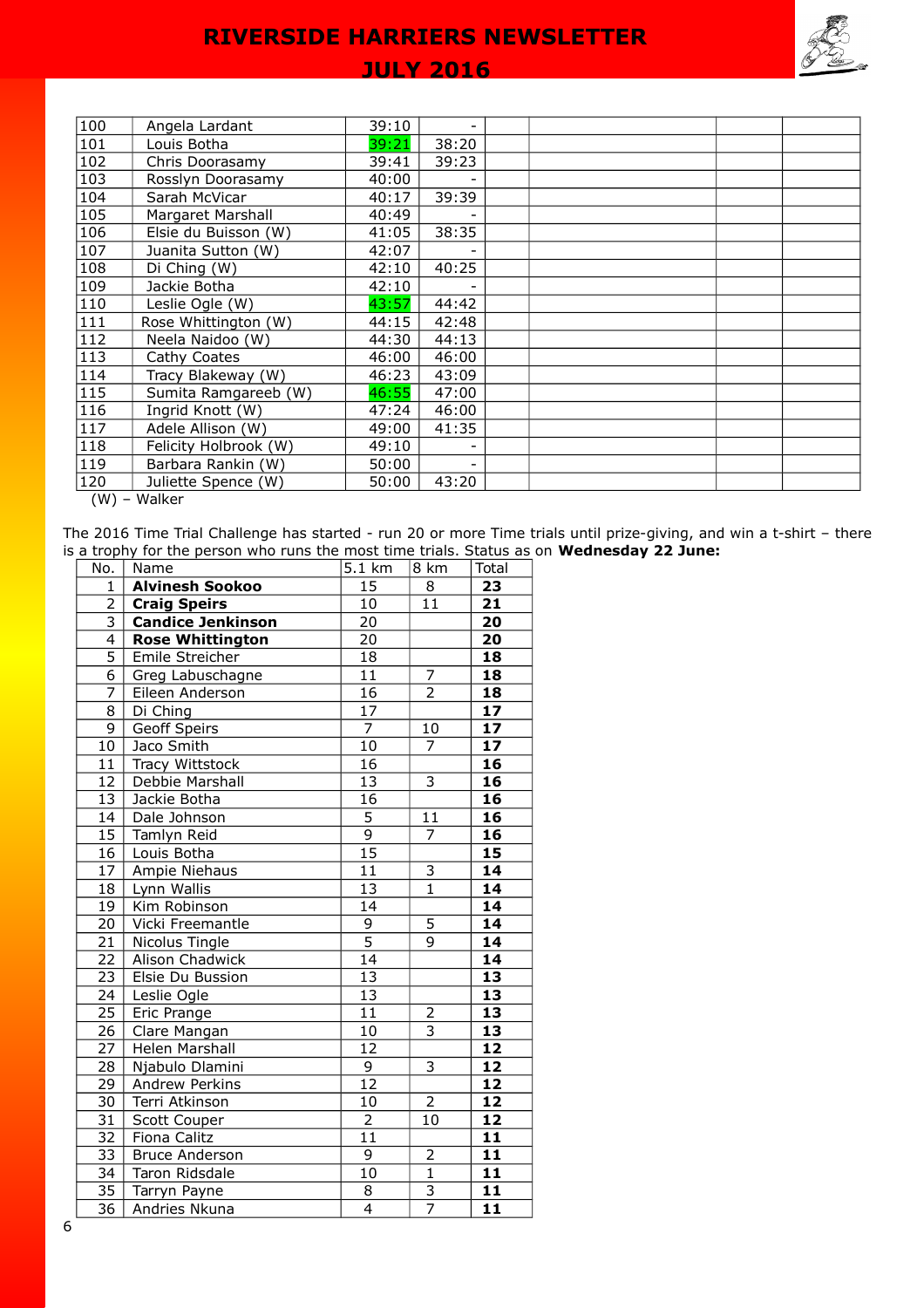| | | | | | | | |
|---|---|---|---|---|---|---|---|
| 100 | Angela Lardant | 39:10 | - | | | | |
| 101 | Louis Botha | 39:21 | 38:20 | | | | |
| 102 | Chris Doorasamy | 39:41 | 39:23 | | | | |
| 103 | Rosslyn Doorasamy | 40:00 | - | | | | |
| 104 | Sarah McVicar | 40:17 | 39:39 | | | | |
| 105 | Margaret Marshall | 40:49 | - | | | | |
| 106 | Elsie du Buisson (W) | 41:05 | 38:35 | | | | |
| 107 | Juanita Sutton (W) | 42:07 | - | | | | |
| 108 | Di Ching (W) | 42:10 | 40:25 | | | | |
| 109 | Jackie Botha | 42:10 | - | | | | |
| 110 | Leslie Ogle (W) | 43:57 | 44:42 | | | | |
| 111 | Rose Whittington (W) | 44:15 | 42:48 | | | | |
| 112 | Neela Naidoo (W) | 44:30 | 44:13 | | | | |
| 113 | Cathy Coates | 46:00 | 46:00 | | | | |
| 114 | Tracy Blakeway (W) | 46:23 | 43:09 | | | | |
| 115 | Sumita Ramgareeb (W) | 46:55 | 47:00 | | | | |
| 116 | Ingrid Knott (W) | 47:24 | 46:00 | | | | |
| 117 | Adele Allison (W) | 49:00 | 41:35 | | | | |
| 118 | Felicity Holbrook (W) | 49:10 | - | | | | |
| 119 | Barbara Rankin (W) | 50:00 | - | | | | |
| 120 | Juliette Spence (W) | 50:00 | 43:20 | | | | |

(W) – Walker

The 2016 Time Trial Challenge has started - run 20 or more Time trials until prize-giving, and win a t-shirt – there is a trophy for the person who runs the most time trials. Status as on **Wednesday 22 June:**

| No. | Name | 5.1 km | 8 km | Total |
|---|---|---|---|---|
| 1 | **Alvinesh Sookoo** | 15 | 8 | **23** |
| 2 | **Craig Speirs** | 10 | 11 | **21** |
| 3 | **Candice Jenkinson** | 20 | | **20** |
| 4 | **Rose Whittington** | 20 | | **20** |
| 5 | Emile Streicher | 18 | | **18** |
| 6 | Greg Labuschagne | 11 | 7 | **18** |
| 7 | Eileen Anderson | 16 | 2 | **18** |
| 8 | Di Ching | 17 | | **17** |
| 9 | Geoff Speirs | 7 | 10 | **17** |
| 10 | Jaco Smith | 10 | 7 | **17** |
| 11 | Tracy Wittstock | 16 | | **16** |
| 12 | Debbie Marshall | 13 | 3 | **16** |
| 13 | Jackie Botha | 16 | | **16** |
| 14 | Dale Johnson | 5 | 11 | **16** |
| 15 | Tamlyn Reid | 9 | 7 | **16** |
| 16 | Louis Botha | 15 | | **15** |
| 17 | Ampie Niehaus | 11 | 3 | **14** |
| 18 | Lynn Wallis | 13 | 1 | **14** |
| 19 | Kim Robinson | 14 | | **14** |
| 20 | Vicki Freemantle | 9 | 5 | **14** |
| 21 | Nicolus Tingle | 5 | 9 | **14** |
| 22 | Alison Chadwick | 14 | | **14** |
| 23 | Elsie Du Bussion | 13 | | **13** |
| 24 | Leslie Ogle | 13 | | **13** |
| 25 | Eric Prange | 11 | 2 | **13** |
| 26 | Clare Mangan | 10 | 3 | **13** |
| 27 | Helen Marshall | 12 | | **12** |
| 28 | Njabulo Dlamini | 9 | 3 | **12** |
| 29 | Andrew Perkins | 12 | | **12** |
| 30 | Terri Atkinson | 10 | 2 | **12** |
| 31 | Scott Couper | 2 | 10 | **12** |
| 32 | Fiona Calitz | 11 | | **11** |
| 33 | Bruce Anderson | 9 | 2 | **11** |
| 34 | Taron Ridsdale | 10 | 1 | **11** |
| 35 | Tarryn Payne | 8 | 3 | **11** |
| 36 | Andries Nkuna | 4 | 7 | **11** |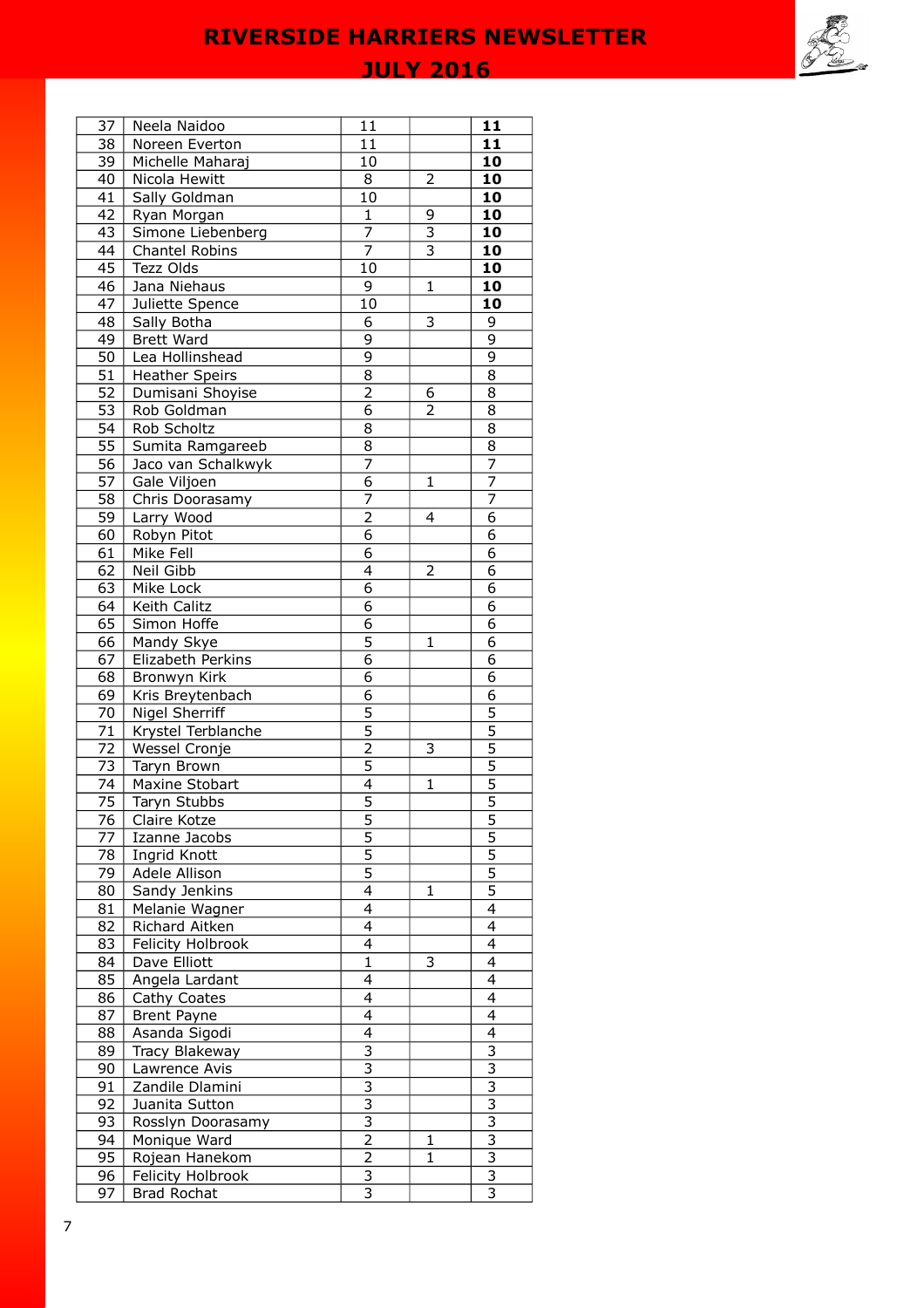| | | | | |
|---|---|---|---|---|
| 37 | Neela Naidoo | 11 | | **11** |
| 38 | Noreen Everton | 11 | | **11** |
| 39 | Michelle Maharaj | 10 | | **10** |
| 40 | Nicola Hewitt | 8 | 2 | **10** |
| 41 | Sally Goldman | 10 | | **10** |
| 42 | Ryan Morgan | 1 | 9 | **10** |
| 43 | Simone Liebenberg | 7 | 3 | **10** |
| 44 | Chantel Robins | 7 | 3 | **10** |
| 45 | Tezz Olds | 10 | | **10** |
| 46 | Jana Niehaus | 9 | 1 | **10** |
| 47 | Juliette Spence | 10 | | **10** |
| 48 | Sally Botha | 6 | 3 | 9 |
| 49 | Brett Ward | 9 | | 9 |
| 50 | Lea Hollinshead | 9 | | 9 |
| 51 | Heather Speirs | 8 | | 8 |
| 52 | Dumisani Shoyise | 2 | 6 | 8 |
| 53 | Rob Goldman | 6 | 2 | 8 |
| 54 | Rob Scholtz | 8 | | 8 |
| 55 | Sumita Ramgareeb | 8 | | 8 |
| 56 | Jaco van Schalkwyk | 7 | | 7 |
| 57 | Gale Viljoen | 6 | 1 | 7 |
| 58 | Chris Doorasamy | 7 | | 7 |
| 59 | Larry Wood | 2 | 4 | 6 |
| 60 | Robyn Pitot | 6 | | 6 |
| 61 | Mike Fell | 6 | | 6 |
| 62 | Neil Gibb | 4 | 2 | 6 |
| 63 | Mike Lock | 6 | | 6 |
| 64 | Keith Calitz | 6 | | 6 |
| 65 | Simon Hoffe | 6 | | 6 |
| 66 | Mandy Skye | 5 | 1 | 6 |
| 67 | Elizabeth Perkins | 6 | | 6 |
| 68 | Bronwyn Kirk | 6 | | 6 |
| 69 | Kris Breytenbach | 6 | | 6 |
| 70 | Nigel Sherriff | 5 | | 5 |
| 71 | Krystel Terblanche | 5 | | 5 |
| 72 | Wessel Cronje | 2 | 3 | 5 |
| 73 | Taryn Brown | 5 | | 5 |
| 74 | Maxine Stobart | 4 | 1 | 5 |
| 75 | Taryn Stubbs | 5 | | 5 |
| 76 | Claire Kotze | 5 | | 5 |
| 77 | Izanne Jacobs | 5 | | 5 |
| 78 | Ingrid Knott | 5 | | 5 |
| 79 | Adele Allison | 5 | | 5 |
| 80 | Sandy Jenkins | 4 | 1 | 5 |
| 81 | Melanie Wagner | 4 | | 4 |
| 82 | Richard Aitken | 4 | | 4 |
| 83 | Felicity Holbrook | 4 | | 4 |
| 84 | Dave Elliott | 1 | 3 | 4 |
| 85 | Angela Lardant | 4 | | 4 |
| 86 | Cathy Coates | 4 | | 4 |
| 87 | Brent Payne | 4 | | 4 |
| 88 | Asanda Sigodi | 4 | | 4 |
| 89 | Tracy Blakeway | 3 | | 3 |
| 90 | Lawrence Avis | 3 | | 3 |
| 91 | Zandile Dlamini | 3 | | 3 |
| 92 | Juanita Sutton | 3 | | 3 |
| 93 | Rosslyn Doorasamy | 3 | | 3 |
| 94 | Monique Ward | 2 | 1 | 3 |
| 95 | Rojean Hanekom | 2 | 1 | 3 |
| 96 | Felicity Holbrook | 3 | | 3 |
| 97 | Brad Rochat | 3 | | 3 |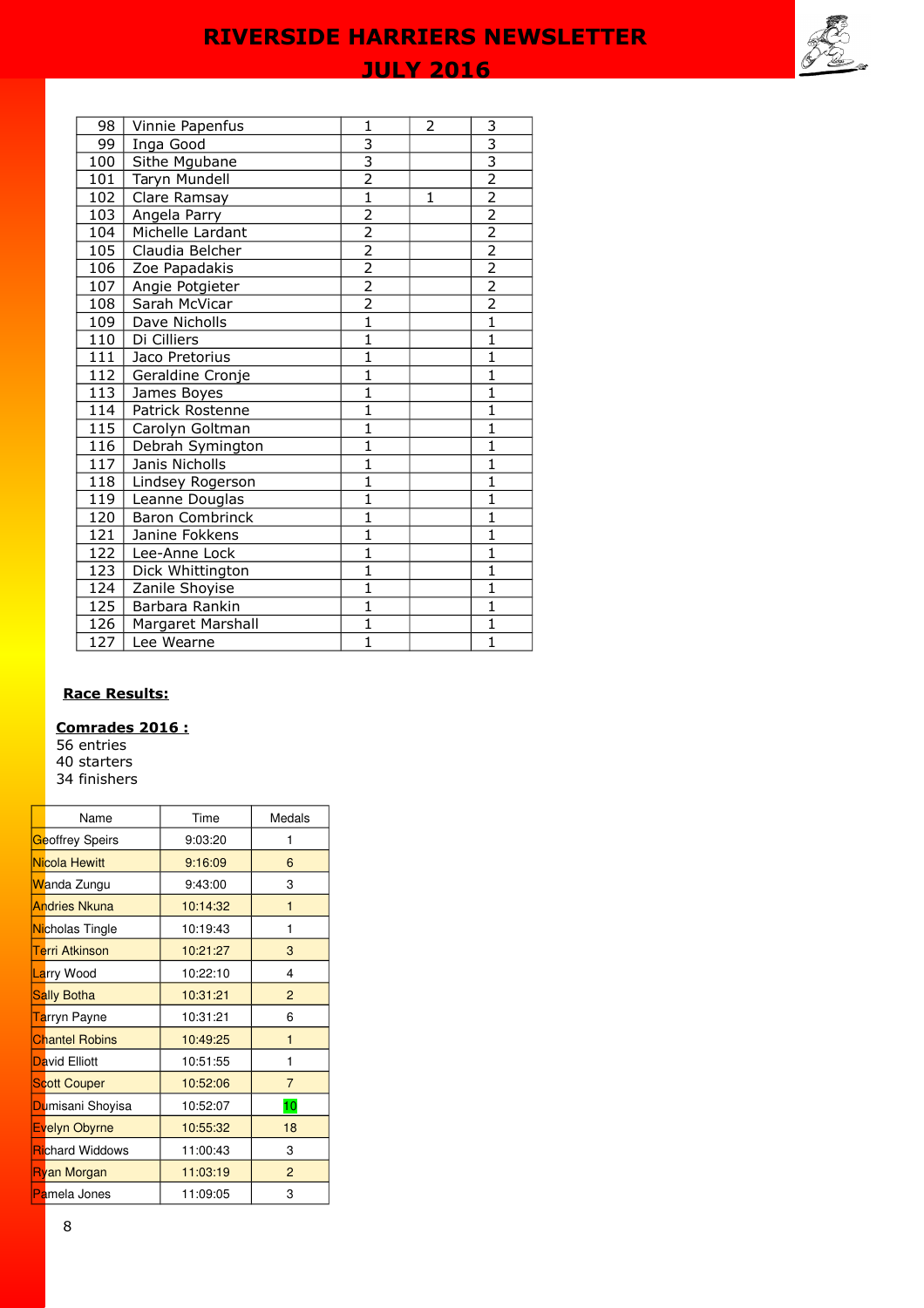| 98 | Vinnie Papenfus | 1 | 2 | 3 |
|---|---|---|---|---|
| 99 | Inga Good | 3 | | 3 |
| 100 | Sithe Mgubane | 3 | | 3 |
| 101 | Taryn Mundell | 2 | | 2 |
| 102 | Clare Ramsay | 1 | 1 | 2 |
| 103 | Angela Parry | 2 | | 2 |
| 104 | Michelle Lardant | 2 | | 2 |
| 105 | Claudia Belcher | 2 | | 2 |
| 106 | Zoe Papadakis | 2 | | 2 |
| 107 | Angie Potgieter | 2 | | 2 |
| 108 | Sarah McVicar | 2 | | 2 |
| 109 | Dave Nicholls | 1 | | 1 |
| 110 | Di Cilliers | 1 | | 1 |
| 111 | Jaco Pretorius | 1 | | 1 |
| 112 | Geraldine Cronje | 1 | | 1 |
| 113 | James Boyes | 1 | | 1 |
| 114 | Patrick Rostenne | 1 | | 1 |
| 115 | Carolyn Goltman | 1 | | 1 |
| 116 | Debrah Symington | 1 | | 1 |
| 117 | Janis Nicholls | 1 | | 1 |
| 118 | Lindsey Rogerson | 1 | | 1 |
| 119 | Leanne Douglas | 1 | | 1 |
| 120 | Baron Combrinck | 1 | | 1 |
| 121 | Janine Fokkens | 1 | | 1 |
| 122 | Lee-Anne Lock | 1 | | 1 |
| 123 | Dick Whittington | 1 | | 1 |
| 124 | Zanile Shoyise | 1 | | 1 |
| 125 | Barbara Rankin | 1 | | 1 |
| 126 | Margaret Marshall | 1 | | 1 |
| 127 | Lee Wearne | 1 | | 1 |

**Race Results:**

**Comrades 2016 :**
56 entries
40 starters
34 finishers

| Name | Time | Medals |
|---|---|---|
| Geoffrey Speirs | 9:03:20 | 1 |
| Nicola Hewitt | 9:16:09 | 6 |
| Wanda Zungu | 9:43:00 | 3 |
| Andries Nkuna | 10:14:32 | 1 |
| Nicholas Tingle | 10:19:43 | 1 |
| Terri Atkinson | 10:21:27 | 3 |
| Larry Wood | 10:22:10 | 4 |
| Sally Botha | 10:31:21 | 2 |
| Tarryn Payne | 10:31:21 | 6 |
| Chantel Robins | 10:49:25 | 1 |
| David Elliott | 10:51:55 | 1 |
| Scott Couper | 10:52:06 | 7 |
| Dumisani Shoyisa | 10:52:07 | 10 |
| Evelyn Obyrne | 10:55:32 | 18 |
| Richard Widdows | 11:00:43 | 3 |
| Ryan Morgan | 11:03:19 | 2 |
| Pamela Jones | 11:09:05 | 3 |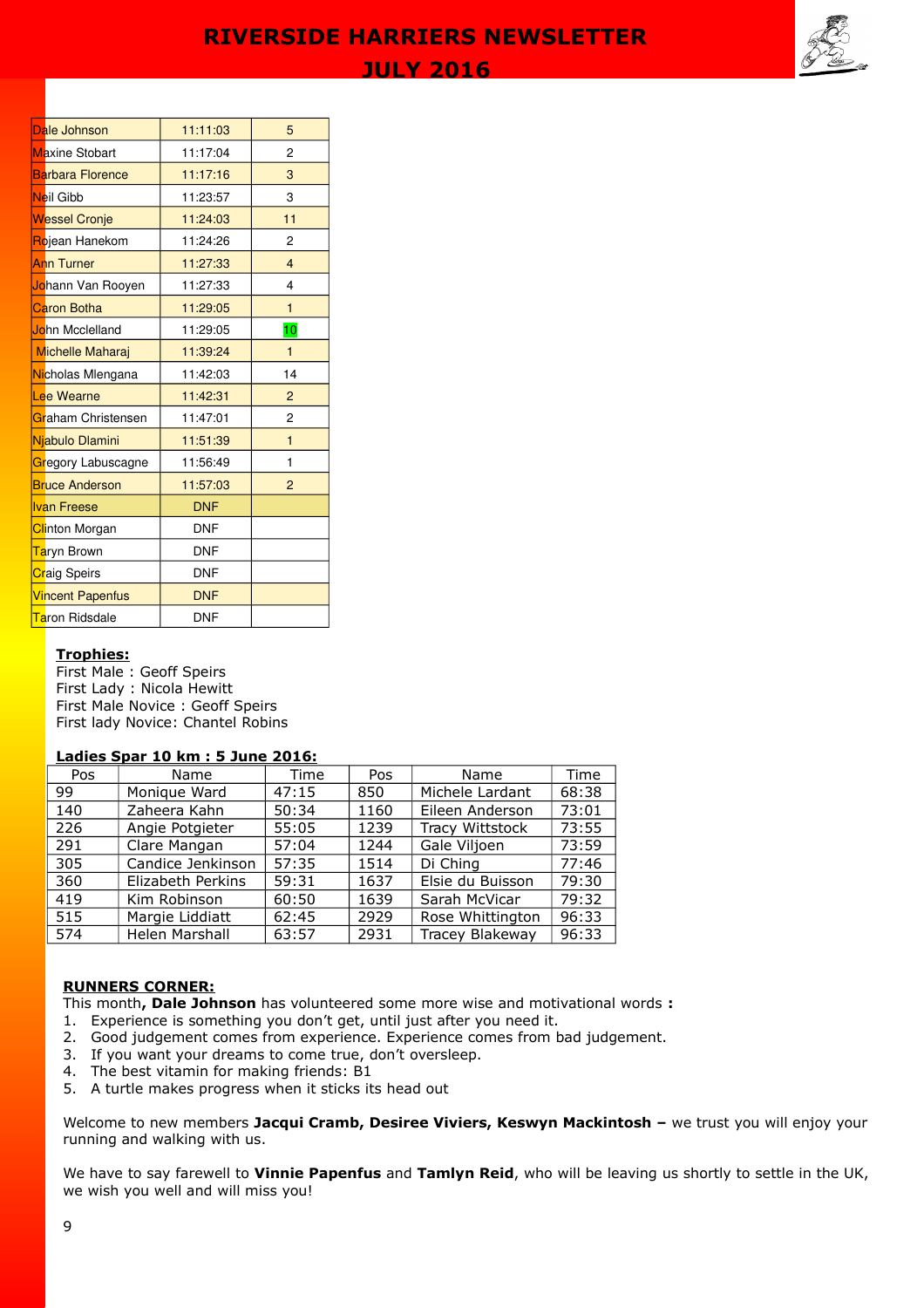| | | |
|---|---|---|
| Dale Johnson | 11:11:03 | 5 |
| Maxine Stobart | 11:17:04 | 2 |
| Barbara Florence | 11:17:16 | 3 |
| Neil Gibb | 11:23:57 | 3 |
| Wessel Cronje | 11:24:03 | 11 |
| Rojean Hanekom | 11:24:26 | 2 |
| Ann Turner | 11:27:33 | 4 |
| Johann Van Rooyen | 11:27:33 | 4 |
| Caron Botha | 11:29:05 | 1 |
| John Mcclelland | 11:29:05 | 10 |
| Michelle Maharaj | 11:39:24 | 1 |
| Nicholas Mlengana | 11:42:03 | 14 |
| Lee Wearne | 11:42:31 | 2 |
| Graham Christensen | 11:47:01 | 2 |
| Njabulo Dlamini | 11:51:39 | 1 |
| Gregory Labuscagne | 11:56:49 | 1 |
| Bruce Anderson | 11:57:03 | 2 |
| Ivan Freese | DNF | |
| Clinton Morgan | DNF | |
| Taryn Brown | DNF | |
| Craig Speirs | DNF | |
| Vincent Papenfus | DNF | |
| Taron Ridsdale | DNF | |

**Trophies:**
First Male : Geoff Speirs
First Lady : Nicola Hewitt
First Male Novice : Geoff Speirs
First lady Novice: Chantel Robins

**Ladies Spar 10 km : 5 June 2016:**

| Pos | Name | Time | Pos | Name | Time |
|---|---|---|---|---|---|
| 99 | Monique Ward | 47:15 | 850 | Michele Lardant | 68:38 |
| 140 | Zaheera Kahn | 50:34 | 1160 | Eileen Anderson | 73:01 |
| 226 | Angie Potgieter | 55:05 | 1239 | Tracy Wittstock | 73:55 |
| 291 | Clare Mangan | 57:04 | 1244 | Gale Viljoen | 73:59 |
| 305 | Candice Jenkinson | 57:35 | 1514 | Di Ching | 77:46 |
| 360 | Elizabeth Perkins | 59:31 | 1637 | Elsie du Buisson | 79:30 |
| 419 | Kim Robinson | 60:50 | 1639 | Sarah McVicar | 79:32 |
| 515 | Margie Liddiatt | 62:45 | 2929 | Rose Whittington | 96:33 |
| 574 | Helen Marshall | 63:57 | 2931 | Tracey Blakeway | 96:33 |

**RUNNERS CORNER:**

This month**, Dale Johnson** has volunteered some more wise and motivational words **:**

1. Experience is something you don't get, until just after you need it.
2. Good judgement comes from experience. Experience comes from bad judgement.
3. If you want your dreams to come true, don't oversleep.
4. The best vitamin for making friends: B1
5. A turtle makes progress when it sticks its head out

Welcome to new members **Jacqui Cramb, Desiree Viviers, Keswyn Mackintosh –** we trust you will enjoy your running and walking with us.

We have to say farewell to **Vinnie Papenfus** and **Tamlyn Reid**, who will be leaving us shortly to settle in the UK, we wish you well and will miss you!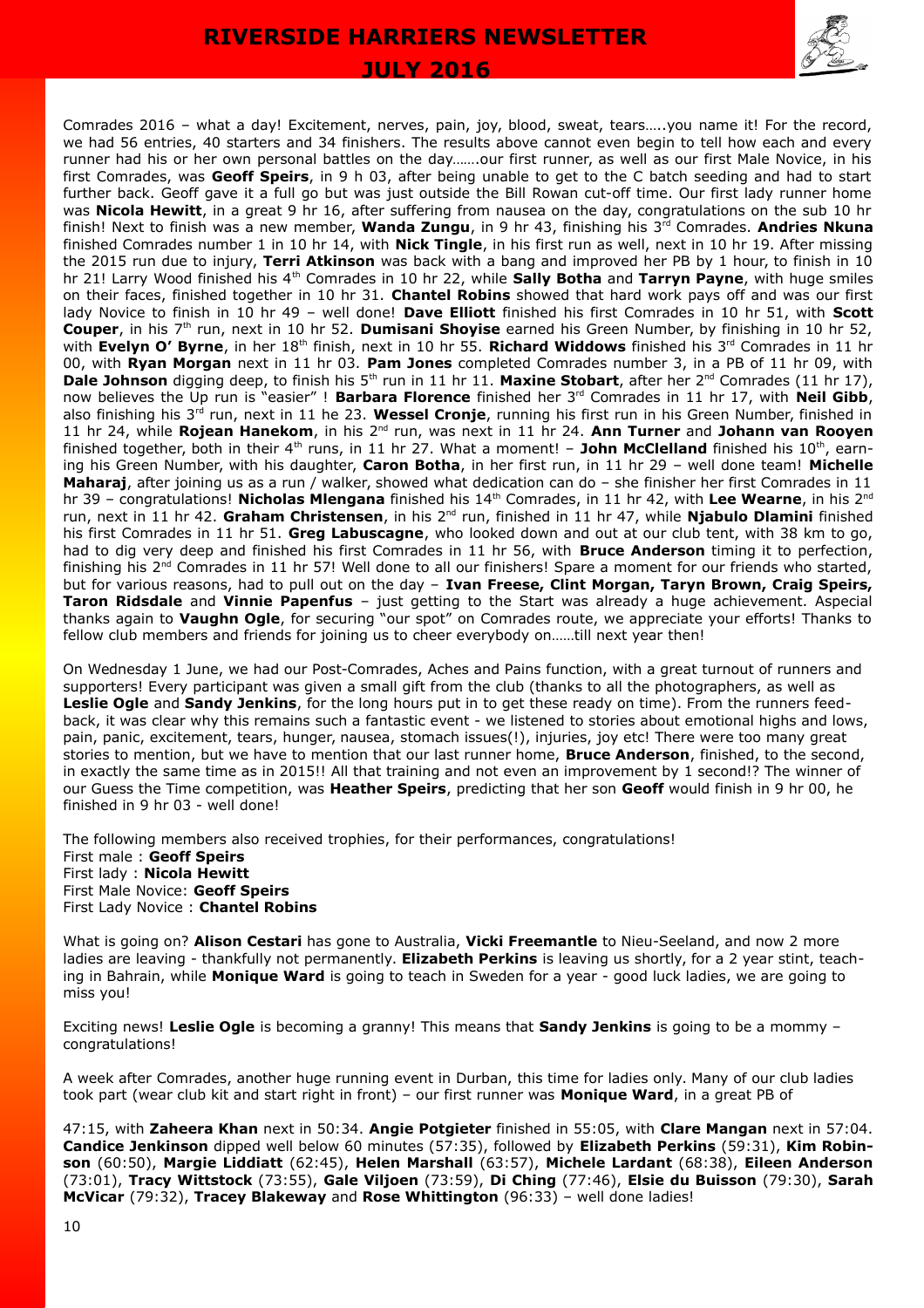Comrades 2016 – what a day! Excitement, nerves, pain, joy, blood, sweat, tears…..you name it! For the record, we had 56 entries, 40 starters and 34 finishers. The results above cannot even begin to tell how each and every runner had his or her own personal battles on the day…….our first runner, as well as our first Male Novice, in his first Comrades, was **Geoff Speirs**, in 9 h 03, after being unable to get to the C batch seeding and had to start further back. Geoff gave it a full go but was just outside the Bill Rowan cut-off time. Our first lady runner home was **Nicola Hewitt**, in a great 9 hr 16, after suffering from nausea on the day, congratulations on the sub 10 hr finish! Next to finish was a new member, **Wanda Zungu**, in 9 hr 43, finishing his 3rd Comrades. **Andries Nkuna** finished Comrades number 1 in 10 hr 14, with **Nick Tingle**, in his first run as well, next in 10 hr 19. After missing the 2015 run due to injury, **Terri Atkinson** was back with a bang and improved her PB by 1 hour, to finish in 10 hr 21! Larry Wood finished his 4th Comrades in 10 hr 22, while **Sally Botha** and **Tarryn Payne**, with huge smiles on their faces, finished together in 10 hr 31. **Chantel Robins** showed that hard work pays off and was our first lady Novice to finish in 10 hr 49 – well done! **Dave Elliott** finished his first Comrades in 10 hr 51, with **Scott Couper**, in his 7th run, next in 10 hr 52. **Dumisani Shoyise** earned his Green Number, by finishing in 10 hr 52, with **Evelyn O' Byrne**, in her 18th finish, next in 10 hr 55. **Richard Widdows** finished his 3rd Comrades in 11 hr 00, with **Ryan Morgan** next in 11 hr 03. **Pam Jones** completed Comrades number 3, in a PB of 11 hr 09, with **Dale Johnson** digging deep, to finish his 5th run in 11 hr 11. **Maxine Stobart**, after her 2nd Comrades (11 hr 17), now believes the Up run is "easier" ! **Barbara Florence** finished her 3rd Comrades in 11 hr 17, with **Neil Gibb**, also finishing his 3rd run, next in 11 he 23. **Wessel Cronje**, running his first run in his Green Number, finished in 11 hr 24, while **Rojean Hanekom**, in his 2nd run, was next in 11 hr 24. **Ann Turner** and **Johann van Rooyen** finished together, both in their 4th runs, in 11 hr 27. What a moment! – **John McClelland** finished his 10th, earning his Green Number, with his daughter, **Caron Botha**, in her first run, in 11 hr 29 – well done team! **Michelle Maharaj**, after joining us as a run / walker, showed what dedication can do – she finisher her first Comrades in 11 hr 39 – congratulations! **Nicholas Mlengana** finished his 14th Comrades, in 11 hr 42, with **Lee Wearne**, in his 2nd run, next in 11 hr 42. **Graham Christensen**, in his 2nd run, finished in 11 hr 47, while **Njabulo Dlamini** finished his first Comrades in 11 hr 51. **Greg Labuscagne**, who looked down and out at our club tent, with 38 km to go, had to dig very deep and finished his first Comrades in 11 hr 56, with **Bruce Anderson** timing it to perfection, finishing his 2nd Comrades in 11 hr 57! Well done to all our finishers! Spare a moment for our friends who started, but for various reasons, had to pull out on the day – **Ivan Freese, Clint Morgan, Taryn Brown, Craig Speirs, Taron Ridsdale** and **Vinnie Papenfus** – just getting to the Start was already a huge achievement. Aspecial thanks again to **Vaughn Ogle**, for securing "our spot" on Comrades route, we appreciate your efforts! Thanks to fellow club members and friends for joining us to cheer everybody on……till next year then!

On Wednesday 1 June, we had our Post-Comrades, Aches and Pains function, with a great turnout of runners and supporters! Every participant was given a small gift from the club (thanks to all the photographers, as well as **Leslie Ogle** and **Sandy Jenkins**, for the long hours put in to get these ready on time). From the runners feedback, it was clear why this remains such a fantastic event - we listened to stories about emotional highs and lows, pain, panic, excitement, tears, hunger, nausea, stomach issues(!), injuries, joy etc! There were too many great stories to mention, but we have to mention that our last runner home, **Bruce Anderson**, finished, to the second, in exactly the same time as in 2015!! All that training and not even an improvement by 1 second!? The winner of our Guess the Time competition, was **Heather Speirs**, predicting that her son **Geoff** would finish in 9 hr 00, he finished in 9 hr 03 - well done!

The following members also received trophies, for their performances, congratulations!
First male : **Geoff Speirs**
First lady : **Nicola Hewitt**
First Male Novice: **Geoff Speirs**
First Lady Novice : **Chantel Robins**

What is going on? **Alison Cestari** has gone to Australia, **Vicki Freemantle** to Nieu-Seeland, and now 2 more ladies are leaving - thankfully not permanently. **Elizabeth Perkins** is leaving us shortly, for a 2 year stint, teaching in Bahrain, while **Monique Ward** is going to teach in Sweden for a year - good luck ladies, we are going to miss you!

Exciting news! **Leslie Ogle** is becoming a granny! This means that **Sandy Jenkins** is going to be a mommy – congratulations!

A week after Comrades, another huge running event in Durban, this time for ladies only. Many of our club ladies took part (wear club kit and start right in front) – our first runner was **Monique Ward**, in a great PB of 47:15, with **Zaheera Khan** next in 50:34. **Angie Potgieter** finished in 55:05, with **Clare Mangan** next in 57:04. **Candice Jenkinson** dipped well below 60 minutes (57:35), followed by **Elizabeth Perkins** (59:31), **Kim Robinson** (60:50), **Margie Liddiatt** (62:45), **Helen Marshall** (63:57), **Michele Lardant** (68:38), **Eileen Anderson** (73:01), **Tracy Wittstock** (73:55), **Gale Viljoen** (73:59), **Di Ching** (77:46), **Elsie du Buisson** (79:30), **Sarah McVicar** (79:32), **Tracey Blakeway** and **Rose Whittington** (96:33) – well done ladies!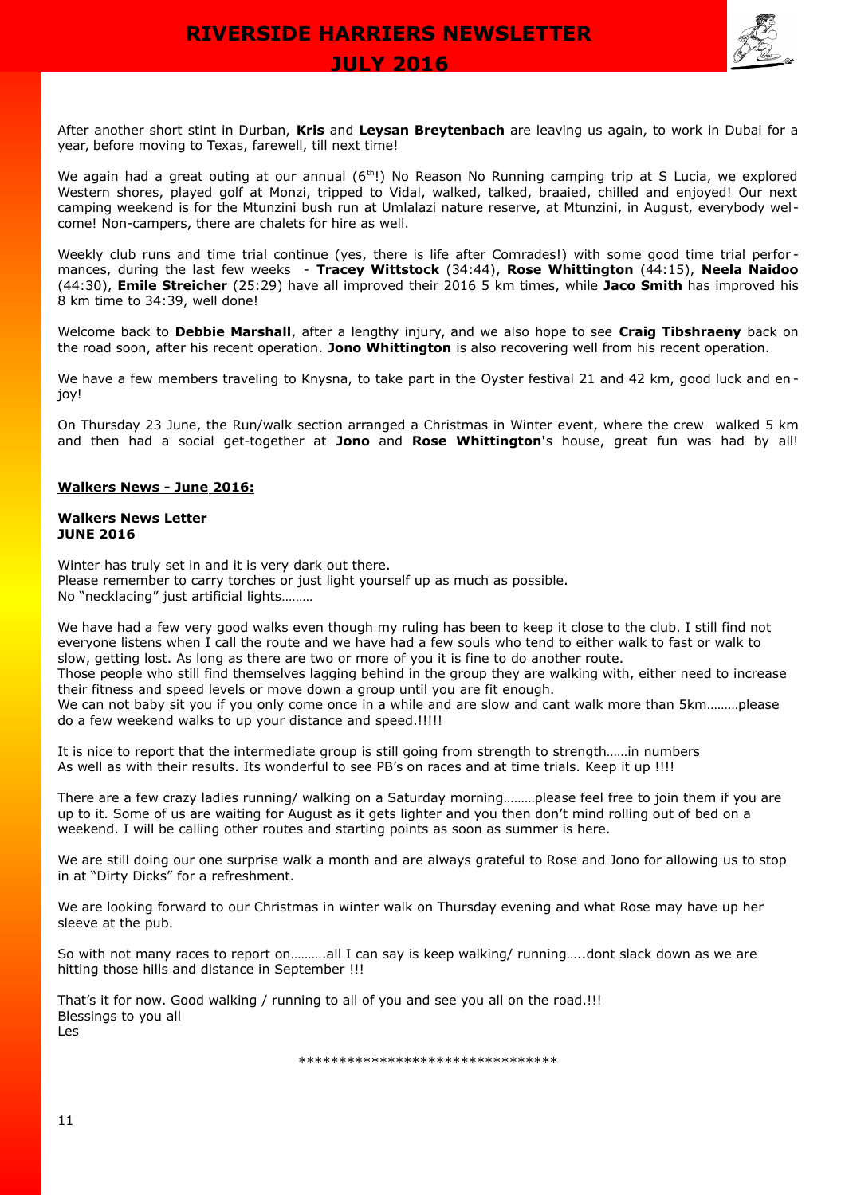After another short stint in Durban, **Kris** and **Leysan Breytenbach** are leaving us again, to work in Dubai for a year, before moving to Texas, farewell, till next time!

We again had a great outing at our annual (6th!) No Reason No Running camping trip at S Lucia, we explored Western shores, played golf at Monzi, tripped to Vidal, walked, talked, braaied, chilled and enjoyed! Our next camping weekend is for the Mtunzini bush run at Umlalazi nature reserve, at Mtunzini, in August, everybody welcome! Non-campers, there are chalets for hire as well.

Weekly club runs and time trial continue (yes, there is life after Comrades!) with some good time trial performances, during the last few weeks - **Tracey Wittstock** (34:44), **Rose Whittington** (44:15), **Neela Naidoo** (44:30), **Emile Streicher** (25:29) have all improved their 2016 5 km times, while **Jaco Smith** has improved his 8 km time to 34:39, well done!

Welcome back to **Debbie Marshall**, after a lengthy injury, and we also hope to see **Craig Tibshraeny** back on the road soon, after his recent operation. **Jono Whittington** is also recovering well from his recent operation.

We have a few members traveling to Knysna, to take part in the Oyster festival 21 and 42 km, good luck and enjoy!

On Thursday 23 June, the Run/walk section arranged a Christmas in Winter event, where the crew walked 5 km and then had a social get-together at **Jono** and **Rose Whittington'**s house, great fun was had by all!

**Walkers News - June 2016:**

**Walkers News Letter**
**JUNE 2016**

Winter has truly set in and it is very dark out there.
Please remember to carry torches or just light yourself up as much as possible.
No "necklacing" just artificial lights………

We have had a few very good walks even though my ruling has been to keep it close to the club. I still find not everyone listens when I call the route and we have had a few souls who tend to either walk to fast or walk to slow, getting lost. As long as there are two or more of you it is fine to do another route.
Those people who still find themselves lagging behind in the group they are walking with, either need to increase their fitness and speed levels or move down a group until you are fit enough.
We can not baby sit you if you only come once in a while and are slow and cant walk more than 5km………please do a few weekend walks to up your distance and speed.!!!!!

It is nice to report that the intermediate group is still going from strength to strength……in numbers
As well as with their results. Its wonderful to see PB's on races and at time trials. Keep it up !!!!

There are a few crazy ladies running/ walking on a Saturday morning………please feel free to join them if you are up to it. Some of us are waiting for August as it gets lighter and you then don't mind rolling out of bed on a weekend. I will be calling other routes and starting points as soon as summer is here.

We are still doing our one surprise walk a month and are always grateful to Rose and Jono for allowing us to stop in at "Dirty Dicks" for a refreshment.

We are looking forward to our Christmas in winter walk on Thursday evening and what Rose may have up her sleeve at the pub.

So with not many races to report on……….all I can say is keep walking/ running…..dont slack down as we are hitting those hills and distance in September !!!

That's it for now. Good walking / running to all of you and see you all on the road.!!!
Blessings to you all
Les

********************************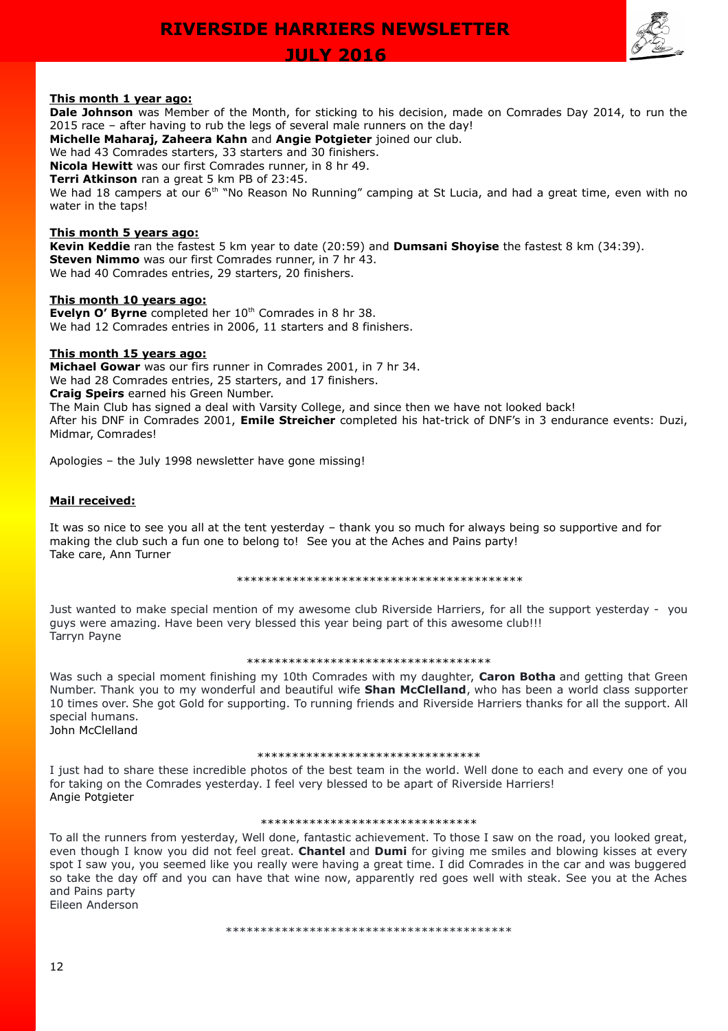**This month 1 year ago:**

**Dale Johnson** was Member of the Month, for sticking to his decision, made on Comrades Day 2014, to run the 2015 race – after having to rub the legs of several male runners on the day!

**Michelle Maharaj, Zaheera Kahn** and **Angie Potgieter** joined our club.

We had 43 Comrades starters, 33 starters and 30 finishers.

**Nicola Hewitt** was our first Comrades runner, in 8 hr 49.

**Terri Atkinson** ran a great 5 km PB of 23:45.

We had 18 campers at our 6th "No Reason No Running" camping at St Lucia, and had a great time, even with no water in the taps!

**This month 5 years ago:**

**Kevin Keddie** ran the fastest 5 km year to date (20:59) and **Dumsani Shoyise** the fastest 8 km (34:39).

**Steven Nimmo** was our first Comrades runner, in 7 hr 43.

We had 40 Comrades entries, 29 starters, 20 finishers.

**This month 10 years ago:**

**Evelyn O' Byrne** completed her 10th Comrades in 8 hr 38.

We had 12 Comrades entries in 2006, 11 starters and 8 finishers.

**This month 15 years ago:**

**Michael Gowar** was our firs runner in Comrades 2001, in 7 hr 34.

We had 28 Comrades entries, 25 starters, and 17 finishers.

**Craig Speirs** earned his Green Number.

The Main Club has signed a deal with Varsity College, and since then we have not looked back!

After his DNF in Comrades 2001, **Emile Streicher** completed his hat-trick of DNF's in 3 endurance events: Duzi, Midmar, Comrades!

Apologies – the July 1998 newsletter have gone missing!

**Mail received:**

It was so nice to see you all at the tent yesterday – thank you so much for always being so supportive and for making the club such a fun one to belong to! See you at the Aches and Pains party!
Take care, Ann Turner

******************************************

Just wanted to make special mention of my awesome club Riverside Harriers, for all the support yesterday - you guys were amazing. Have been very blessed this year being part of this awesome club!!!
Tarryn Payne

***********************************

Was such a special moment finishing my 10th Comrades with my daughter, **Caron Botha** and getting that Green Number. Thank you to my wonderful and beautiful wife **Shan McClelland**, who has been a world class supporter 10 times over. She got Gold for supporting. To running friends and Riverside Harriers thanks for all the support. All special humans.
John McClelland

********************************

I just had to share these incredible photos of the best team in the world. Well done to each and every one of you for taking on the Comrades yesterday. I feel very blessed to be apart of Riverside Harriers!
Angie Potgieter

*******************************

To all the runners from yesterday, Well done, fantastic achievement. To those I saw on the road, you looked great, even though I know you did not feel great. **Chantel** and **Dumi** for giving me smiles and blowing kisses at every spot I saw you, you seemed like you really were having a great time. I did Comrades in the car and was buggered so take the day off and you can have that wine now, apparently red goes well with steak. See you at the Aches and Pains party
Eileen Anderson

******************************************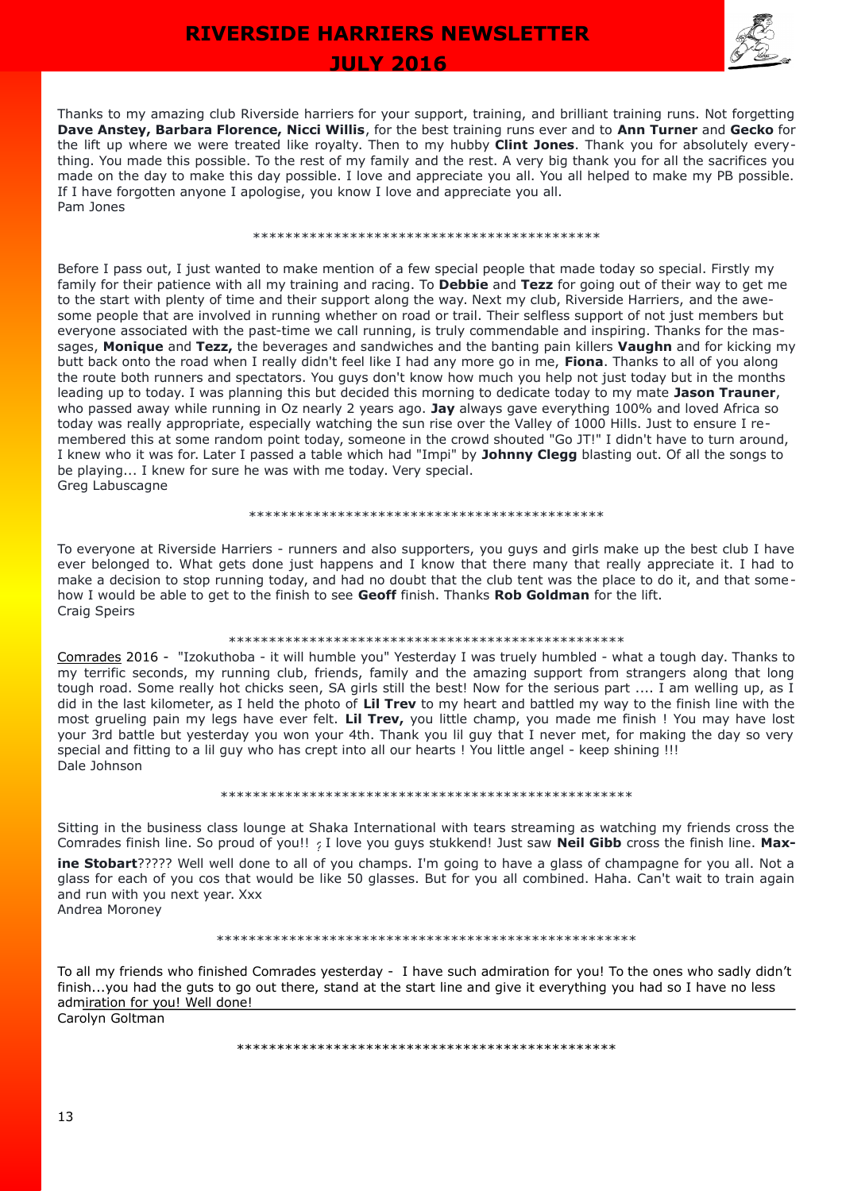Thanks to my amazing club Riverside harriers for your support, training, and brilliant training runs. Not forgetting **Dave Anstey, Barbara Florence, Nicci Willis**, for the best training runs ever and to **Ann Turner** and **Gecko** for the lift up where we were treated like royalty. Then to my hubby **Clint Jones**. Thank you for absolutely everything. You made this possible. To the rest of my family and the rest. A very big thank you for all the sacrifices you made on the day to make this day possible. I love and appreciate you all. You all helped to make my PB possible. If I have forgotten anyone I apologise, you know I love and appreciate you all.
Pam Jones

*******************************************

Before I pass out, I just wanted to make mention of a few special people that made today so special. Firstly my family for their patience with all my training and racing. To **Debbie** and **Tezz** for going out of their way to get me to the start with plenty of time and their support along the way. Next my club, Riverside Harriers, and the awesome people that are involved in running whether on road or trail. Their selfless support of not just members but everyone associated with the past-time we call running, is truly commendable and inspiring. Thanks for the massages, **Monique** and **Tezz,** the beverages and sandwiches and the banting pain killers **Vaughn** and for kicking my butt back onto the road when I really didn't feel like I had any more go in me, **Fiona**. Thanks to all of you along the route both runners and spectators. You guys don't know how much you help not just today but in the months leading up to today. I was planning this but decided this morning to dedicate today to my mate **Jason Trauner**, who passed away while running in Oz nearly 2 years ago. **Jay** always gave everything 100% and loved Africa so today was really appropriate, especially watching the sun rise over the Valley of 1000 Hills. Just to ensure I remembered this at some random point today, someone in the crowd shouted "Go JT!" I didn't have to turn around, I knew who it was for. Later I passed a table which had "Impi" by **Johnny Clegg** blasting out. Of all the songs to be playing... I knew for sure he was with me today. Very special.
Greg Labuscagne

********************************************

To everyone at Riverside Harriers - runners and also supporters, you guys and girls make up the best club I have ever belonged to. What gets done just happens and I know that there many that really appreciate it. I had to make a decision to stop running today, and had no doubt that the club tent was the place to do it, and that somehow I would be able to get to the finish to see **Geoff** finish. Thanks **Rob Goldman** for the lift.
Craig Speirs

************************************************

Comrades 2016 - "Izokuthoba - it will humble you" Yesterday I was truely humbled - what a tough day. Thanks to my terrific seconds, my running club, friends, family and the amazing support from strangers along that long tough road. Some really hot chicks seen, SA girls still the best! Now for the serious part .... I am welling up, as I did in the last kilometer, as I held the photo of **Lil Trev** to my heart and battled my way to the finish line with the most grueling pain my legs have ever felt. **Lil Trev,** you little champ, you made me finish ! You may have lost your 3rd battle but yesterday you won your 4th. Thank you lil guy that I never met, for making the day so very special and fitting to a lil guy who has crept into all our hearts ! You little angel - keep shining !!!
Dale Johnson

**************************************************

Sitting in the business class lounge at Shaka International with tears streaming as watching my friends cross the Comrades finish line. So proud of you!! ? I love you guys stukkend! Just saw **Neil Gibb** cross the finish line. **Maxine Stobart**????? Well well done to all of you champs. I'm going to have a glass of champagne for you all. Not a glass for each of you cos that would be like 50 glasses. But for you all combined. Haha. Can't wait to train again and run with you next year. Xxx
Andrea Moroney

***************************************************

To all my friends who finished Comrades yesterday - I have such admiration for you! To the ones who sadly didn't finish...you had the guts to go out there, stand at the start line and give it everything you had so I have no less admiration for you! Well done!
Carolyn Goltman

***********************************************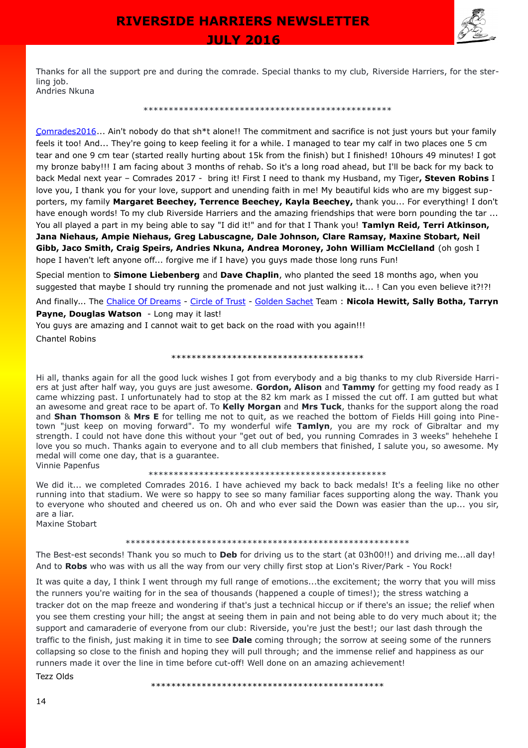Thanks for all the support pre and during the comrade. Special thanks to my club, Riverside Harriers, for the sterling job.
Andries Nkuna

**************************************************

Comrades2016... Ain't nobody do that sh*t alone!! The commitment and sacrifice is not just yours but your family feels it too! And... They're going to keep feeling it for a while. I managed to tear my calf in two places one 5 cm tear and one 9 cm tear (started really hurting about 15k from the finish) but I finished! 10hours 49 minutes! I got my bronze baby!!! I am facing about 3 months of rehab. So it's a long road ahead, but I'll be back for my back to back Medal next year – Comrades 2017 - bring it! First I need to thank my Husband, my Tiger**, Steven Robins** I love you, I thank you for your love, support and unending faith in me! My beautiful kids who are my biggest supporters, my family **Margaret Beechey, Terrence Beechey, Kayla Beechey,** thank you... For everything! I don't have enough words! To my club Riverside Harriers and the amazing friendships that were born pounding the tar ... You all played a part in my being able to say "I did it!" and for that I Thank you! **Tamlyn Reid, Terri Atkinson, Jana Niehaus, Ampie Niehaus, Greg Labuscagne, Dale Johnson, Clare Ramsay, Maxine Stobart, Neil Gibb, Jaco Smith, Craig Speirs, Andries Nkuna, Andrea Moroney, John William McClelland** (oh gosh I hope I haven't left anyone off... forgive me if I have) you guys made those long runs Fun!

Special mention to **Simone Liebenberg** and **Dave Chaplin**, who planted the seed 18 months ago, when you suggested that maybe I should try running the promenade and not just walking it... ! Can you even believe it?!?!

And finally... The Chalice Of Dreams - Circle of Trust - Golden Sachet Team : **Nicola Hewitt, Sally Botha, Tarryn Payne, Douglas Watson** - Long may it last!

You guys are amazing and I cannot wait to get back on the road with you again!!!

Chantel Robins

**************************************

Hi all, thanks again for all the good luck wishes I got from everybody and a big thanks to my club Riverside Harriers at just after half way, you guys are just awesome. **Gordon, Alison** and **Tammy** for getting my food ready as I came whizzing past. I unfortunately had to stop at the 82 km mark as I missed the cut off. I am gutted but what an awesome and great race to be apart of. To **Kelly Morgan** and **Mrs Tuck**, thanks for the support along the road and **Shan Thomson** & **Mrs E** for telling me not to quit, as we reached the bottom of Fields Hill going into Pinetown "just keep on moving forward". To my wonderful wife **Tamlyn**, you are my rock of Gibraltar and my strength. I could not have done this without your "get out of bed, you running Comrades in 3 weeks" hehehehe I love you so much. Thanks again to everyone and to all club members that finished, I salute you, so awesome. My medal will come one day, that is a guarantee.
Vinnie Papenfus

***********************************************

We did it... we completed Comrades 2016. I have achieved my back to back medals! It's a feeling like no other running into that stadium. We were so happy to see so many familiar faces supporting along the way. Thank you to everyone who shouted and cheered us on. Oh and who ever said the Down was easier than the up... you sir, are a liar.
Maxine Stobart

*********************************************************

The Best-est seconds! Thank you so much to **Deb** for driving us to the start (at 03h00!!) and driving me...all day! And to **Robs** who was with us all the way from our very chilly first stop at Lion's River/Park - You Rock!

It was quite a day, I think I went through my full range of emotions...the excitement; the worry that you will miss the runners you're waiting for in the sea of thousands (happened a couple of times!); the stress watching a tracker dot on the map freeze and wondering if that's just a technical hiccup or if there's an issue; the relief when you see them cresting your hill; the angst at seeing them in pain and not being able to do very much about it; the support and camaraderie of everyone from our club: Riverside, you're just the best!; our last dash through the traffic to the finish, just making it in time to see **Dale** coming through; the sorrow at seeing some of the runners collapsing so close to the finish and hoping they will pull through; and the immense relief and happiness as our runners made it over the line in time before cut-off! Well done on an amazing achievement!

Tezz Olds

***********************************************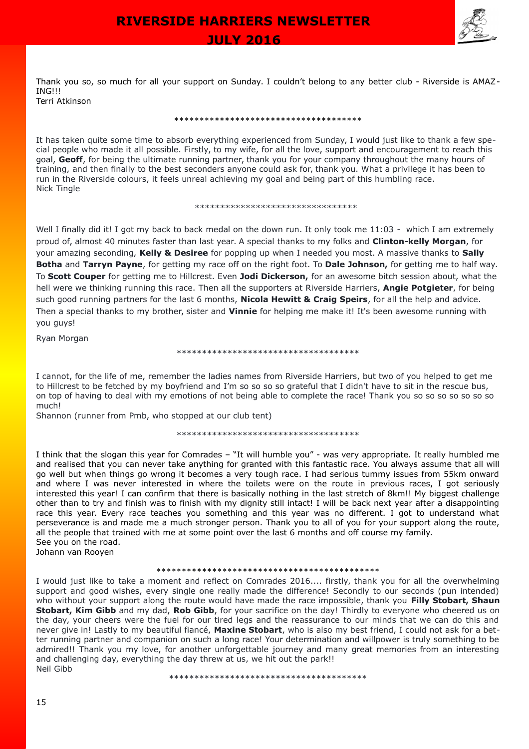Thank you so, so much for all your support on Sunday. I couldn't belong to any better club - Riverside is AMAZING!!!
Terri Atkinson

*************************************

It has taken quite some time to absorb everything experienced from Sunday, I would just like to thank a few special people who made it all possible. Firstly, to my wife, for all the love, support and encouragement to reach this goal, **Geoff**, for being the ultimate running partner, thank you for your company throughout the many hours of training, and then finally to the best seconders anyone could ask for, thank you. What a privilege it has been to run in the Riverside colours, it feels unreal achieving my goal and being part of this humbling race.
Nick Tingle

********************************

Well I finally did it! I got my back to back medal on the down run. It only took me 11:03 - which I am extremely proud of, almost 40 minutes faster than last year. A special thanks to my folks and **Clinton-kelly Morgan**, for your amazing seconding, **Kelly & Desiree** for popping up when I needed you most. A massive thanks to **Sally Botha** and **Tarryn Payne**, for getting my race off on the right foot. To **Dale Johnson,** for getting me to half way. To **Scott Couper** for getting me to Hillcrest. Even **Jodi Dickerson,** for an awesome bitch session about, what the hell were we thinking running this race. Then all the supporters at Riverside Harriers, **Angie Potgieter**, for being such good running partners for the last 6 months, **Nicola Hewitt & Craig Speirs**, for all the help and advice. Then a special thanks to my brother, sister and **Vinnie** for helping me make it! It's been awesome running with you guys!

Ryan Morgan

************************************

I cannot, for the life of me, remember the ladies names from Riverside Harriers, but two of you helped to get me to Hillcrest to be fetched by my boyfriend and I'm so so so so grateful that I didn't have to sit in the rescue bus, on top of having to deal with my emotions of not being able to complete the race! Thank you so so so so so so so much!
Shannon (runner from Pmb, who stopped at our club tent)

************************************

I think that the slogan this year for Comrades – "It will humble you" - was very appropriate. It really humbled me and realised that you can never take anything for granted with this fantastic race. You always assume that all will go well but when things go wrong it becomes a very tough race. I had serious tummy issues from 55km onward and where I was never interested in where the toilets were on the route in previous races, I got seriously interested this year! I can confirm that there is basically nothing in the last stretch of 8km!! My biggest challenge other than to try and finish was to finish with my dignity still intact! I will be back next year after a disappointing race this year. Every race teaches you something and this year was no different. I got to understand what perseverance is and made me a much stronger person. Thank you to all of you for your support along the route, all the people that trained with me at some point over the last 6 months and off course my family.
See you on the road.
Johann van Rooyen

********************************************

I would just like to take a moment and reflect on Comrades 2016.... firstly, thank you for all the overwhelming support and good wishes, every single one really made the difference! Secondly to our seconds (pun intended) who without your support along the route would have made the race impossible, thank you **Filly Stobart, Shaun Stobart, Kim Gibb** and my dad, **Rob Gibb**, for your sacrifice on the day! Thirdly to everyone who cheered us on the day, your cheers were the fuel for our tired legs and the reassurance to our minds that we can do this and never give in! Lastly to my beautiful fiancé, **Maxine Stobart**, who is also my best friend, I could not ask for a better running partner and companion on such a long race! Your determination and willpower is truly something to be admired!! Thank you my love, for another unforgettable journey and many great memories from an interesting and challenging day, everything the day threw at us, we hit out the park!!
Neil Gibb

***************************************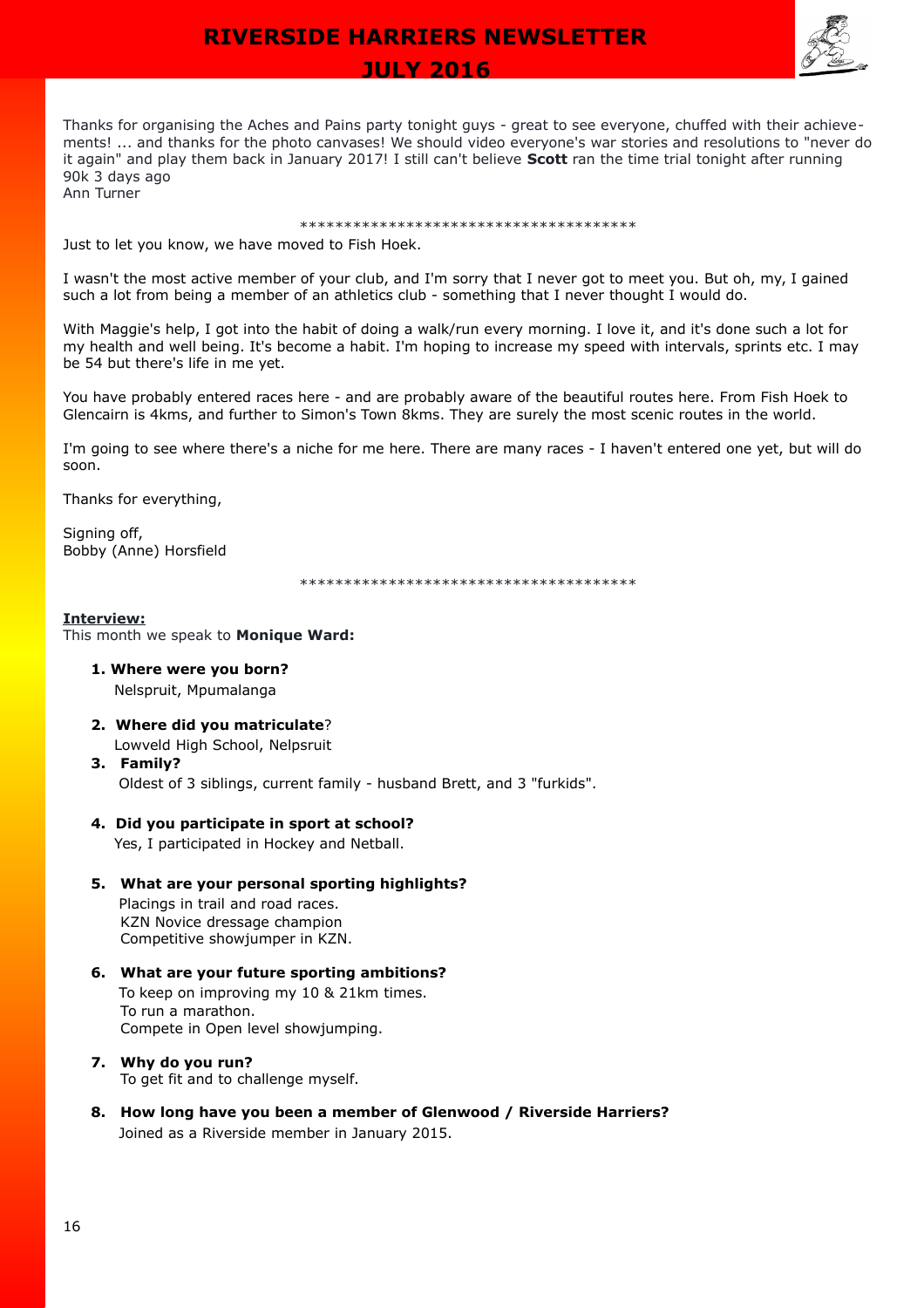Thanks for organising the Aches and Pains party tonight guys - great to see everyone, chuffed with their achievements! ... and thanks for the photo canvases! We should video everyone's war stories and resolutions to "never do it again" and play them back in January 2017! I still can't believe **Scott** ran the time trial tonight after running 90k 3 days ago
Ann Turner

**************************************

Just to let you know, we have moved to Fish Hoek.

I wasn't the most active member of your club, and I'm sorry that I never got to meet you. But oh, my, I gained such a lot from being a member of an athletics club - something that I never thought I would do.

With Maggie's help, I got into the habit of doing a walk/run every morning. I love it, and it's done such a lot for my health and well being. It's become a habit. I'm hoping to increase my speed with intervals, sprints etc. I may be 54 but there's life in me yet.

You have probably entered races here - and are probably aware of the beautiful routes here. From Fish Hoek to Glencairn is 4kms, and further to Simon's Town 8kms. They are surely the most scenic routes in the world.

I'm going to see where there's a niche for me here. There are many races - I haven't entered one yet, but will do soon.

Thanks for everything,

Signing off,
Bobby (Anne) Horsfield

**************************************

**Interview:**
This month we speak to **Monique Ward:**

1. **Where were you born?**
   Nelspruit, Mpumalanga
2. **Where did you matriculate**?
   Lowveld High School, Nelpsruit
3. **Family?**
   Oldest of 3 siblings, current family - husband Brett, and 3 "furkids".
4. **Did you participate in sport at school?**
   Yes, I participated in Hockey and Netball.
5. **What are your personal sporting highlights?**
   Placings in trail and road races.
   KZN Novice dressage champion
   Competitive showjumper in KZN.
6. **What are your future sporting ambitions?**
   To keep on improving my 10 & 21km times.
   To run a marathon.
   Compete in Open level showjumping.
7. **Why do you run?**
   To get fit and to challenge myself.
8. **How long have you been a member of Glenwood / Riverside Harriers?**
   Joined as a Riverside member in January 2015.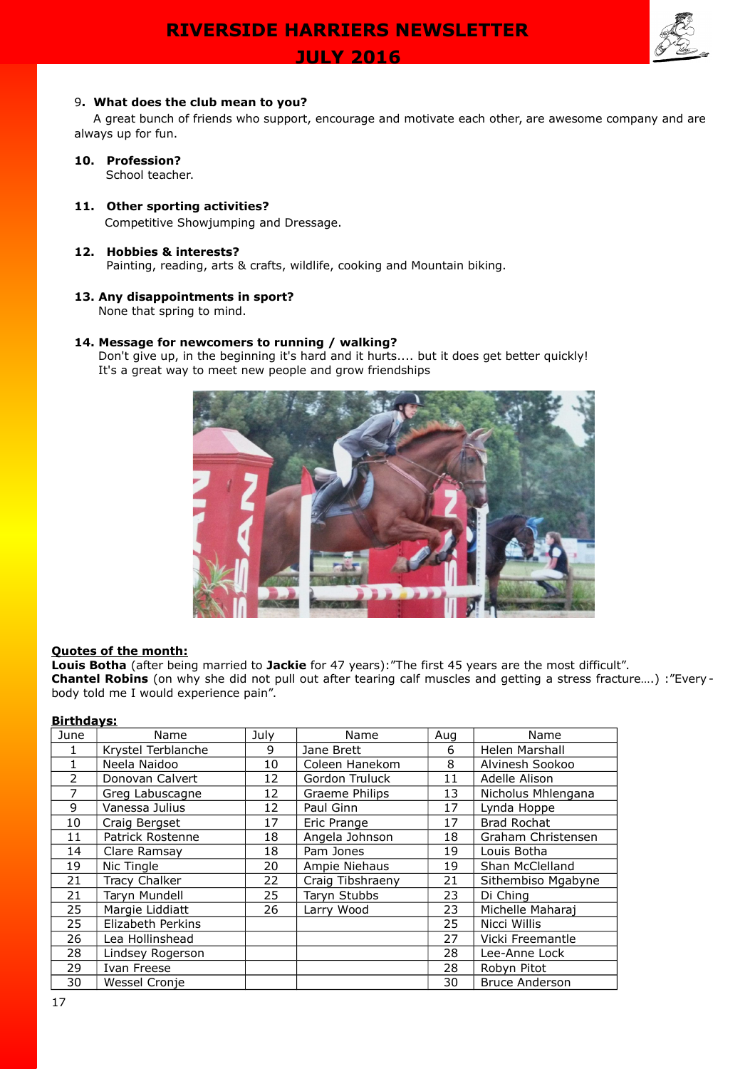9**. What does the club mean to you?**
A great bunch of friends who support, encourage and motivate each other, are awesome company and are always up for fun.

**10. Profession?**
School teacher.

**11. Other sporting activities?**
Competitive Showjumping and Dressage.

**12. Hobbies & interests?**
Painting, reading, arts & crafts, wildlife, cooking and Mountain biking.

**13. Any disappointments in sport?**
None that spring to mind.

**14. Message for newcomers to running / walking?**
Don't give up, in the beginning it's hard and it hurts.... but it does get better quickly!
It's a great way to meet new people and grow friendships

**Quotes of the month:**

**Louis Botha** (after being married to **Jackie** for 47 years):"The first 45 years are the most difficult".
**Chantel Robins** (on why she did not pull out after tearing calf muscles and getting a stress fracture….) :"Every-body told me I would experience pain".

**Birthdays:**

| June | Name | July | Name | Aug | Name |
|---|---|---|---|---|---|
| 1 | Krystel Terblanche | 9 | Jane Brett | 6 | Helen Marshall |
| 1 | Neela Naidoo | 10 | Coleen Hanekom | 8 | Alvinesh Sookoo |
| 2 | Donovan Calvert | 12 | Gordon Truluck | 11 | Adelle Alison |
| 7 | Greg Labuscagne | 12 | Graeme Philips | 13 | Nicholus Mhlengana |
| 9 | Vanessa Julius | 12 | Paul Ginn | 17 | Lynda Hoppe |
| 10 | Craig Bergset | 17 | Eric Prange | 17 | Brad Rochat |
| 11 | Patrick Rostenne | 18 | Angela Johnson | 18 | Graham Christensen |
| 14 | Clare Ramsay | 18 | Pam Jones | 19 | Louis Botha |
| 19 | Nic Tingle | 20 | Ampie Niehaus | 19 | Shan McClelland |
| 21 | Tracy Chalker | 22 | Craig Tibshraeny | 21 | Sithembiso Mgabyne |
| 21 | Taryn Mundell | 25 | Taryn Stubbs | 23 | Di Ching |
| 25 | Margie Liddiatt | 26 | Larry Wood | 23 | Michelle Maharaj |
| 25 | Elizabeth Perkins | | | 25 | Nicci Willis |
| 26 | Lea Hollinshead | | | 27 | Vicki Freemantle |
| 28 | Lindsey Rogerson | | | 28 | Lee-Anne Lock |
| 29 | Ivan Freese | | | 28 | Robyn Pitot |
| 30 | Wessel Cronje | | | 30 | Bruce Anderson |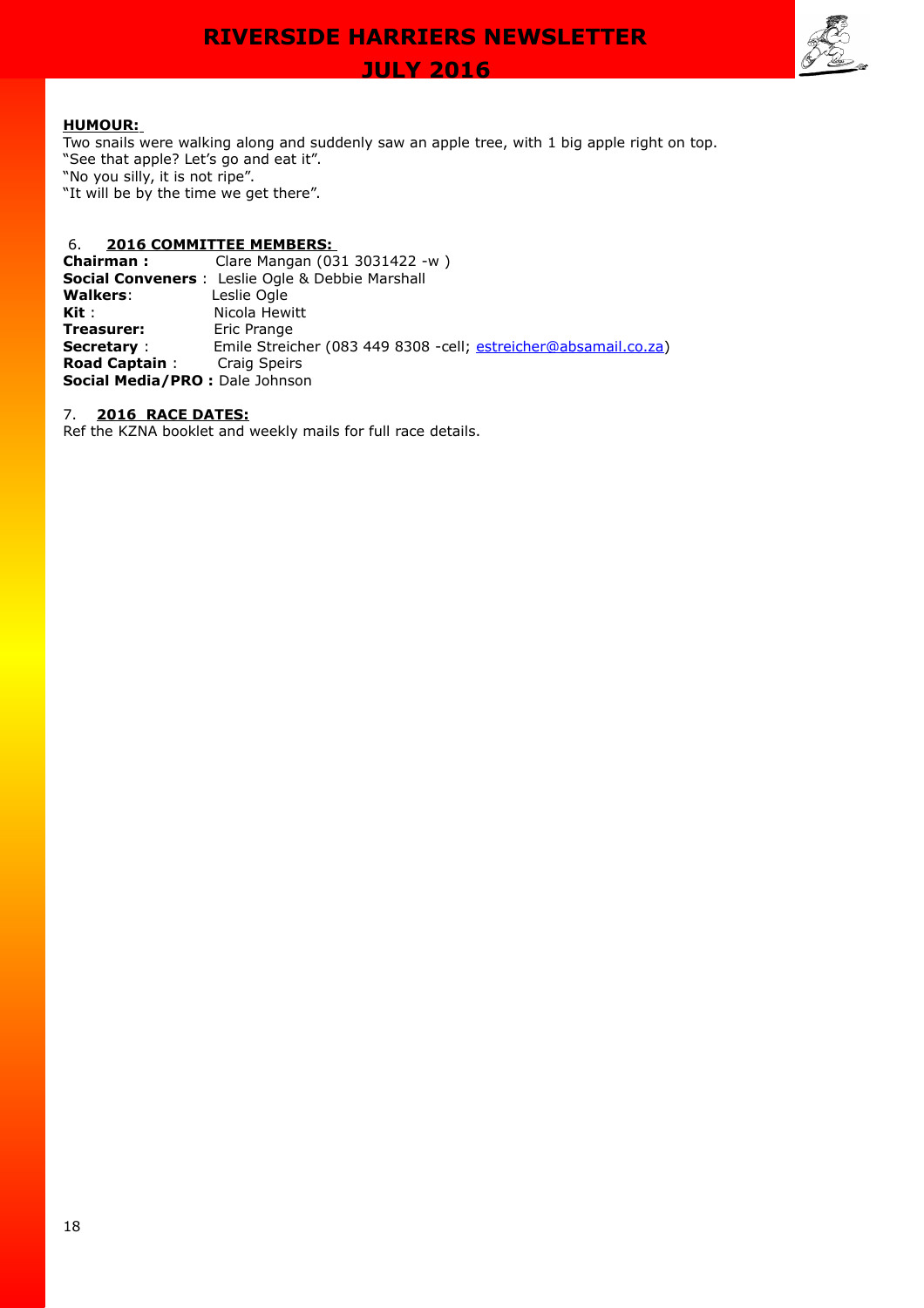**HUMOUR:**

Two snails were walking along and suddenly saw an apple tree, with 1 big apple right on top.
"See that apple? Let's go and eat it".
"No you silly, it is not ripe".
"It will be by the time we get there".

6. **2016 COMMITTEE MEMBERS:**

**Chairman :** Clare Mangan (031 3031422 -w )
**Social Conveners** : Leslie Ogle & Debbie Marshall
**Walkers**: Leslie Ogle
**Kit** : Nicola Hewitt
**Treasurer:** Eric Prange
**Secretary** : Emile Streicher (083 449 8308 -cell; estreicher@absamail.co.za)
**Road Captain** : Craig Speirs
**Social Media/PRO :** Dale Johnson

7. **2016 RACE DATES:**

Ref the KZNA booklet and weekly mails for full race details.